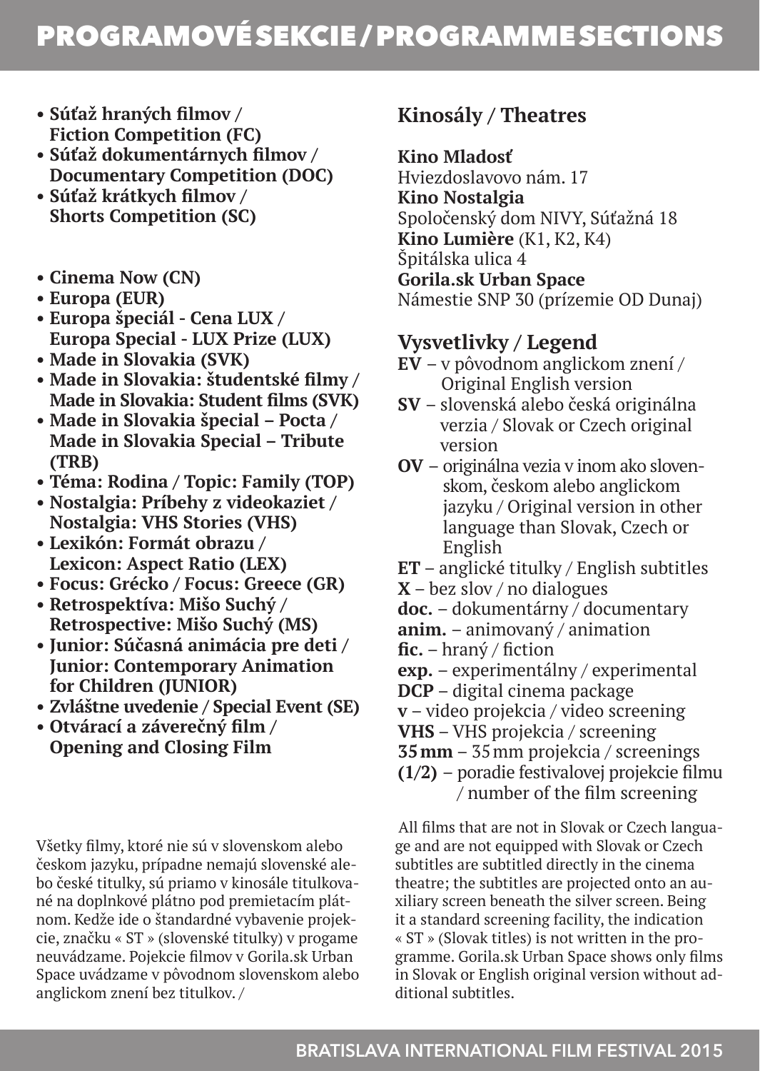# PROGRAMOVÉ SEKCIE / PROGRAMME SECTIONS

- **Súťaž hraných filmov / Fiction Competition (FC)**
- **Súťaž dokumentárnych filmov / Documentary Competition (DOC)**
- **Súťaž krátkych filmov / Shorts Competition (SC)**

- **Cinema Now (CN)**
- **Europa (EUR)**
- **Europa špeciál - Cena LUX / Europa Special - LUX Prize (LUX)**
- **Made in Slovakia (SVK)**
- **Made in Slovakia: študentské filmy / Made in Slovakia: Student films (SVK)**
- **Made in Slovakia špecial – Pocta / Made in Slovakia Special – Tribute (TRB)**
- **Téma: Rodina / Topic: Family (TOP)**
- **Nostalgia: Príbehy z videokaziet / Nostalgia: VHS Stories (VHS)**
- **Lexikón: Formát obrazu / Lexicon: Aspect Ratio (LEX)**
- **Focus: Grécko / Focus: Greece (GR)**
- **Retrospektíva: Mišo Suchý / Retrospective: Mišo Suchý (MS)**
- **Junior: Súčasná animácia pre deti / Junior: Contemporary Animation for Children (JUNIOR)**
- **Zvláštne uvedenie / Special Event (SE)**
- **Otvárací a záverečný film / Opening and Closing Film**

Všetky filmy, ktoré nie sú v slovenskom alebo českom jazyku, prípadne nemajú slovenské alebo české titulky, sú priamo v kinosále titulkované na doplnkové plátno pod premietacím plátnom. Kedže ide o štandardné vybavenie projekcie, značku « ST » (slovenské titulky) v progame neuvádzame. Pojekcie filmov v Gorila.sk Urban Space uvádzame v pôvodnom slovenskom alebo anglickom znení bez titulkov. /

## Kinosály / Theatres

**Kino Mladosť**
Hviezdoslavovo nám. 17
**Kino Nostalgia**
Spoločenský dom NIVY, Súťažná 18
**Kino Lumière** (K1, K2, K4)
Špitálska ulica 4
**Gorila.sk Urban Space**
Námestie SNP 30 (prízemie OD Dunaj)

## Vysvetlivky / Legend

**EV** – v pôvodnom anglickom znení / Original English version
**SV** – slovenská alebo česká originálna verzia / Slovak or Czech original version
**OV** – originálna vezia v inom ako slovenskom, českom alebo anglickom jazyku / Original version in other language than Slovak, Czech or English
**ET** – anglické titulky / English subtitles
**X** – bez slov / no dialogues
**doc.** – dokumentárny / documentary
**anim.** – animovaný / animation
**fic.** – hraný / fiction
**exp.** – experimentálny / experimental
**DCP** – digital cinema package
**v** – video projekcia / video screening
**VHS** – VHS projekcia / screening
**35 mm** – 35 mm projekcia / screenings
**(1/2)** – poradie festivalovej projekcie filmu / number of the film screening

All films that are not in Slovak or Czech language and are not equipped with Slovak or Czech subtitles are subtitled directly in the cinema theatre; the subtitles are projected onto an auxiliary screen beneath the silver screen. Being it a standard screening facility, the indication « ST » (Slovak titles) is not written in the programme. Gorila.sk Urban Space shows only films in Slovak or English original version without additional subtitles.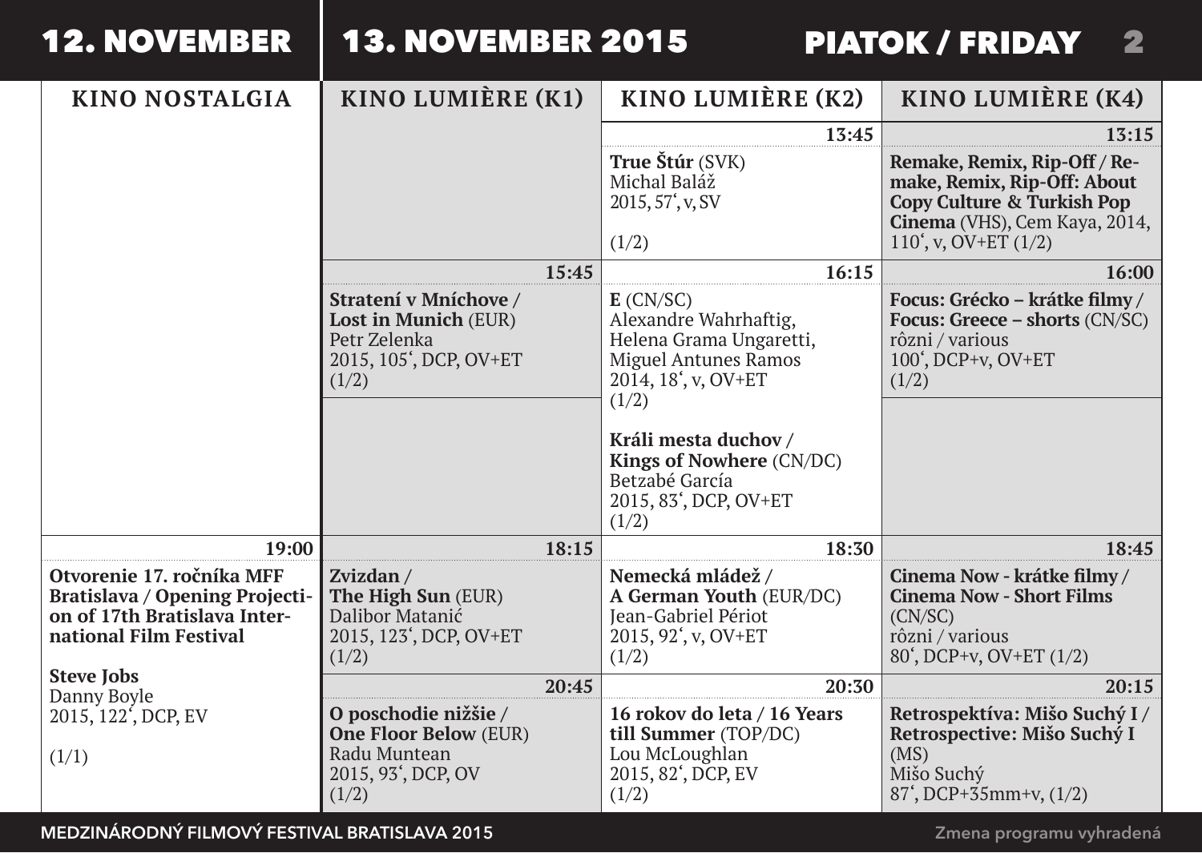# 12. NOVEMBER | 13. NOVEMBER 2015 — PIATOK / FRIDAY

| KINO NOSTALGIA | KINO LUMIÈRE (K1) | KINO LUMIÈRE (K2) | KINO LUMIÈRE (K4) |
|---|---|---|---|
| | | 13:45 | 13:15 |
| | | **True Štúr** (SVK) Michal Baláž 2015, 57‘, v, SV (1/2) | **Remake, Remix, Rip-Off / Remake, Remix, Rip-Off: About Copy Culture & Turkish Pop Cinema** (VHS), Cem Kaya, 2014, 110‘, v, OV+ET (1/2) |
| | 15:45 | 16:15 | 16:00 |
| | **Stratení v Mníchove / Lost in Munich** (EUR) Petr Zelenka 2015, 105‘, DCP, OV+ET (1/2) | **E** (CN/SC) Alexandre Wahrhaftig, Helena Grama Ungaretti, Miguel Antunes Ramos 2014, 18‘, v, OV+ET (1/2) **Králi mesta duchov / Kings of Nowhere** (CN/DC) Betzabé García 2015, 83‘, DCP, OV+ET (1/2) | **Focus: Grécko – krátke filmy / Focus: Greece – shorts** (CN/SC) rôzni / various 100‘, DCP+v, OV+ET (1/2) |
| 19:00 | 18:15 | 18:30 | 18:45 |
| **Otvorenie 17. ročníka MFF Bratislava / Opening Projection of 17th Bratislava International Film Festival** **Steve Jobs** Danny Boyle 2015, 122‘, DCP, EV (1/1) | **Zvizdan / The High Sun** (EUR) Dalibor Matanić 2015, 123‘, DCP, OV+ET (1/2) | **Nemecká mládež / A German Youth** (EUR/DC) Jean-Gabriel Périot 2015, 92‘, v, OV+ET (1/2) | **Cinema Now - krátke filmy / Cinema Now - Short Films** (CN/SC) rôzni / various 80‘, DCP+v, OV+ET (1/2) |
| | 20:45 | 20:30 | 20:15 |
| | **O poschodie nižšie / One Floor Below** (EUR) Radu Muntean 2015, 93‘, DCP, OV (1/2) | **16 rokov do leta / 16 Years till Summer** (TOP/DC) Lou McLoughlan 2015, 82‘, DCP, EV (1/2) | **Retrospektíva: Mišo Suchý I / Retrospective: Mišo Suchý I** (MS) Mišo Suchý 87‘, DCP+35mm+v, (1/2) |

MEDZINÁRODNÝ FILMOVÝ FESTIVAL BRATISLAVA 2015

Zmena programu vyhradená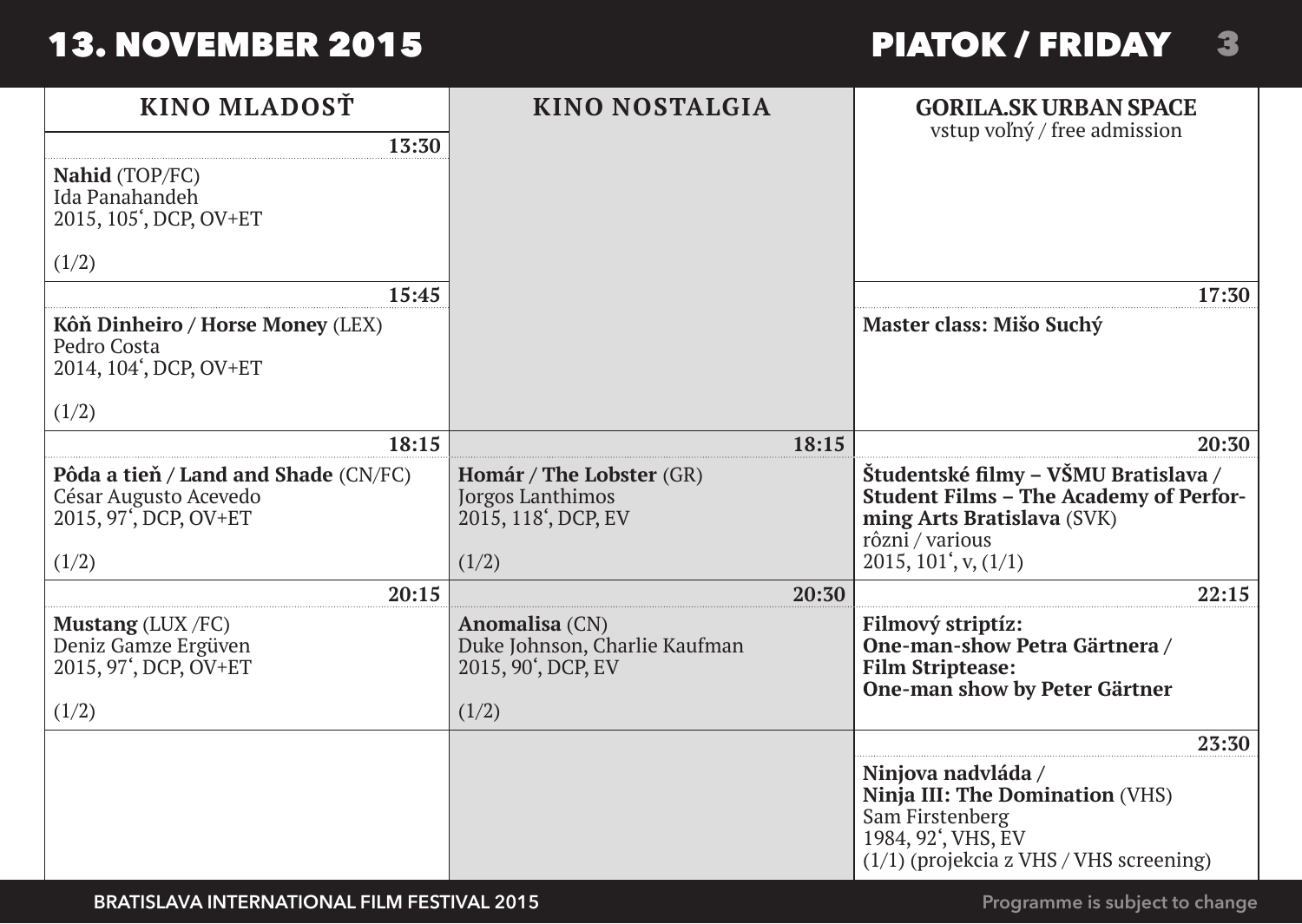# 13. NOVEMBER 2015 — PIATOK / FRIDAY

| KINO MLADOSŤ | KINO NOSTALGIA | GORILA.SK URBAN SPACE<br>vstup voľný / free admission |
| --- | --- | --- |
| **13:30**<br>**Nahid** (TOP/FC)<br>Ida Panahandeh<br>2015, 105‘, DCP, OV+ET<br>(1/2) | | |
| **15:45**<br>**Kôň Dinheiro / Horse Money** (LEX)<br>Pedro Costa<br>2014, 104‘, DCP, OV+ET<br>(1/2) | | **17:30**<br>**Master class: Mišo Suchý** |
| **18:15**<br>**Pôda a tieň / Land and Shade** (CN/FC)<br>César Augusto Acevedo<br>2015, 97‘, DCP, OV+ET<br>(1/2) | **18:15**<br>**Homár / The Lobster** (GR)<br>Jorgos Lanthimos<br>2015, 118‘, DCP, EV<br>(1/2) | **20:30**<br>**Študentské filmy – VŠMU Bratislava / Student Films – The Academy of Performing Arts Bratislava** (SVK)<br>rôzni / various<br>2015, 101‘, v, (1/1) |
| **20:15**<br>**Mustang** (LUX /FC)<br>Deniz Gamze Ergüven<br>2015, 97‘, DCP, OV+ET<br>(1/2) | **20:30**<br>**Anomalisa** (CN)<br>Duke Johnson, Charlie Kaufman<br>2015, 90‘, DCP, EV<br>(1/2) | **22:15**<br>**Filmový striptíz: One-man-show Petra Gärtnera / Film Striptease: One-man show by Peter Gärtner** |
| | | **23:30**<br>**Ninjova nadvláda / Ninja III: The Domination** (VHS)<br>Sam Firstenberg<br>1984, 92‘, VHS, EV<br>(1/1) (projekcia z VHS / VHS screening) |

Programme is subject to change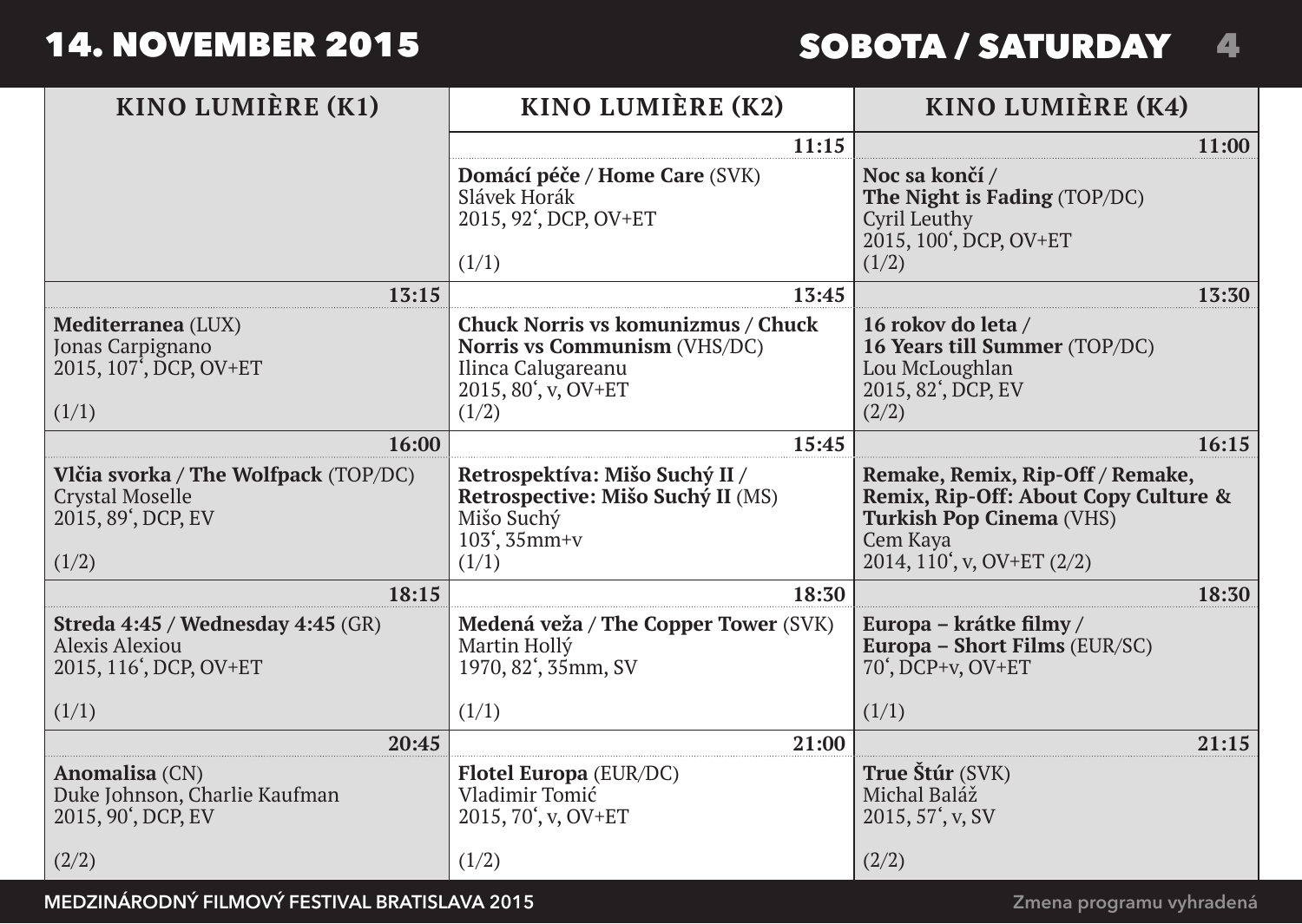# 14. NOVEMBER 2015

## SOBOTA / SATURDAY

| KINO LUMIÈRE (K1) | KINO LUMIÈRE (K2) | KINO LUMIÈRE (K4) |
| --- | --- | --- |
| | **11:15** | **11:00** |
| | **Domácí péče / Home Care** (SVK)<br>Slávek Horák<br>2015, 92', DCP, OV+ET<br><br>(1/1) | **Noc sa končí / The Night is Fading** (TOP/DC)<br>Cyril Leuthy<br>2015, 100', DCP, OV+ET<br>(1/2) |
| **13:15** | **13:45** | **13:30** |
| **Mediterranea** (LUX)<br>Jonas Carpignano<br>2015, 107', DCP, OV+ET<br><br>(1/1) | **Chuck Norris vs komunizmus / Chuck Norris vs Communism** (VHS/DC)<br>Ilinca Calugareanu<br>2015, 80', v, OV+ET<br>(1/2) | **16 rokov do leta / 16 Years till Summer** (TOP/DC)<br>Lou McLoughlan<br>2015, 82', DCP, EV<br>(2/2) |
| **16:00** | **15:45** | **16:15** |
| **Vlčia svorka / The Wolfpack** (TOP/DC)<br>Crystal Moselle<br>2015, 89', DCP, EV<br><br>(1/2) | **Retrospektíva: Mišo Suchý II / Retrospective: Mišo Suchý II** (MS)<br>Mišo Suchý<br>103', 35mm+v<br>(1/1) | **Remake, Remix, Rip-Off / Remake, Remix, Rip-Off: About Copy Culture & Turkish Pop Cinema** (VHS)<br>Cem Kaya<br>2014, 110', v, OV+ET (2/2) |
| **18:15** | **18:30** | **18:30** |
| **Streda 4:45 / Wednesday 4:45** (GR)<br>Alexis Alexiou<br>2015, 116', DCP, OV+ET<br><br>(1/1) | **Medená veža / The Copper Tower** (SVK)<br>Martin Hollý<br>1970, 82', 35mm, SV<br><br>(1/1) | **Europa – krátke filmy / Europa – Short Films** (EUR/SC)<br>70', DCP+v, OV+ET<br><br>(1/1) |
| **20:45** | **21:00** | **21:15** |
| **Anomalisa** (CN)<br>Duke Johnson, Charlie Kaufman<br>2015, 90', DCP, EV<br><br>(2/2) | **Flotel Europa** (EUR/DC)<br>Vladimir Tomić<br>2015, 70', v, OV+ET<br><br>(1/2) | **True Štúr** (SVK)<br>Michal Baláž<br>2015, 57', v, SV<br><br>(2/2) |

MEDZINÁRODNÝ FILMOVÝ FESTIVAL BRATISLAVA 2015

Zmena programu vyhradená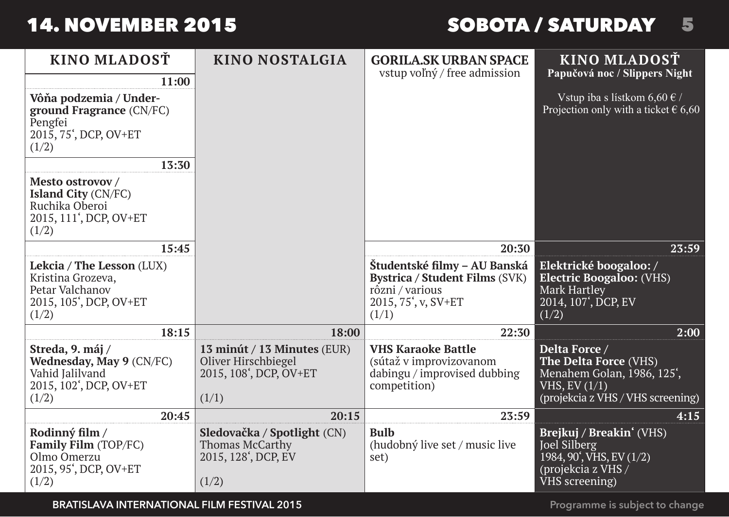# 14. NOVEMBER 2015 — SOBOTA / SATURDAY

| KINO MLADOSŤ | KINO NOSTALGIA | GORILA.SK URBAN SPACE vstup voľný / free admission | KINO MLADOSŤ Papučová noc / Slippers Night — Vstup iba s lístkom 6,60 € / Projection only with a ticket € 6,60 |
|---|---|---|---|
| **11:00** **Vôňa podzemia / Underground Fragrance** (CN/FC) Pengfei 2015, 75‘, DCP, OV+ET (1/2) | | | |
| **13:30** **Mesto ostrovov / Island City** (CN/FC) Ruchika Oberoi 2015, 111‘, DCP, OV+ET (1/2) | | | |
| **15:45** **Lekcia / The Lesson** (LUX) Kristina Grozeva, Petar Valchanov 2015, 105‘, DCP, OV+ET (1/2) | | **20:30** **Študentské filmy – AU Banská Bystrica / Student Films** (SVK) rôzni / various 2015, 75‘, v, SV+ET (1/1) | **23:59** **Elektrické boogaloo: / Electric Boogaloo:** (VHS) Mark Hartley 2014, 107‘, DCP, EV (1/2) |
| **18:15** **Streda, 9. máj / Wednesday, May 9** (CN/FC) Vahid Jalilvand 2015, 102‘, DCP, OV+ET (1/2) | **18:00** **13 minút / 13 Minutes** (EUR) Oliver Hirschbiegel 2015, 108‘, DCP, OV+ET (1/1) | **22:30** **VHS Karaoke Battle** (súťaž v improvizovanom dabingu / improvised dubbing competition) | **2:00** **Delta Force / The Delta Force** (VHS) Menahem Golan, 1986, 125‘, VHS, EV (1/1) (projekcia z VHS / VHS screening) |
| **20:45** **Rodinný film / Family Film** (TOP/FC) Olmo Omerzu 2015, 95‘, DCP, OV+ET (1/2) | **20:15** **Sledovačka / Spotlight** (CN) Thomas McCarthy 2015, 128‘, DCP, EV (1/2) | **23:59** **Bulb** (hudobný live set / music live set) | **4:15** **Brejkuj / Breakin‘** (VHS) Joel Silberg 1984, 90‘, VHS, EV (1/2) (projekcia z VHS / VHS screening) |

BRATISLAVA INTERNATIONAL FILM FESTIVAL 2015 — Programme is subject to change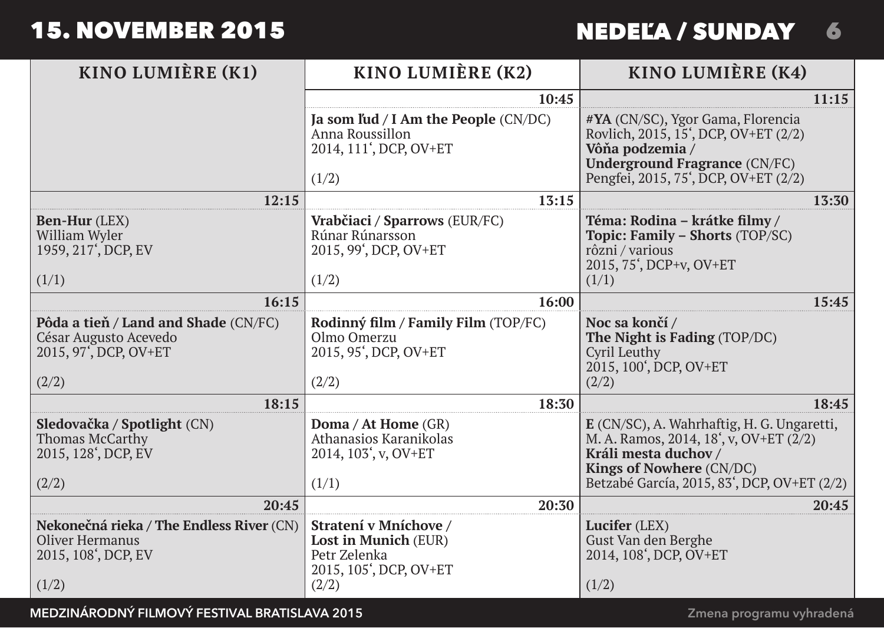# 15. NOVEMBER 2015

## NEDEĽA / SUNDAY

| KINO LUMIÈRE (K1) | KINO LUMIÈRE (K2) | KINO LUMIÈRE (K4) |
| --- | --- | --- |
| | 10:45 | 11:15 |
| | **Ja som ľud / I Am the People** (CN/DC)<br>Anna Roussillon<br>2014, 111‘, DCP, OV+ET<br>(1/2) | **#YA** (CN/SC), Ygor Gama, Florencia Rovlich, 2015, 15‘, DCP, OV+ET (2/2)<br>**Vôňa podzemia / Underground Fragrance** (CN/FC)<br>Pengfei, 2015, 75‘, DCP, OV+ET (2/2) |
| 12:15 | 13:15 | 13:30 |
| **Ben-Hur** (LEX)<br>William Wyler<br>1959, 217‘, DCP, EV<br>(1/1) | **Vrabčiaci / Sparrows** (EUR/FC)<br>Rúnar Rúnarsson<br>2015, 99‘, DCP, OV+ET<br>(1/2) | **Téma: Rodina – krátke filmy / Topic: Family – Shorts** (TOP/SC)<br>rôzni / various<br>2015, 75‘, DCP+v, OV+ET<br>(1/1) |
| 16:15 | 16:00 | 15:45 |
| **Pôda a tieň / Land and Shade** (CN/FC)<br>César Augusto Acevedo<br>2015, 97‘, DCP, OV+ET<br>(2/2) | **Rodinný film / Family Film** (TOP/FC)<br>Olmo Omerzu<br>2015, 95‘, DCP, OV+ET<br>(2/2) | **Noc sa končí / The Night is Fading** (TOP/DC)<br>Cyril Leuthy<br>2015, 100‘, DCP, OV+ET<br>(2/2) |
| 18:15 | 18:30 | 18:45 |
| **Sledovačka / Spotlight** (CN)<br>Thomas McCarthy<br>2015, 128‘, DCP, EV<br>(2/2) | **Doma / At Home** (GR)<br>Athanasios Karanikolas<br>2014, 103‘, v, OV+ET<br>(1/1) | **E** (CN/SC), A. Wahrhaftig, H. G. Ungaretti, M. A. Ramos, 2014, 18‘, v, OV+ET (2/2)<br>**Králi mesta duchov / Kings of Nowhere** (CN/DC)<br>Betzabé García, 2015, 83‘, DCP, OV+ET (2/2) |
| 20:45 | 20:30 | 20:45 |
| **Nekonečná rieka / The Endless River** (CN)<br>Oliver Hermanus<br>2015, 108‘, DCP, EV<br>(1/2) | **Stratení v Mníchove / Lost in Munich** (EUR)<br>Petr Zelenka<br>2015, 105‘, DCP, OV+ET<br>(2/2) | **Lucifer** (LEX)<br>Gust Van den Berghe<br>2014, 108‘, DCP, OV+ET<br>(1/2) |

Zmena programu vyhradená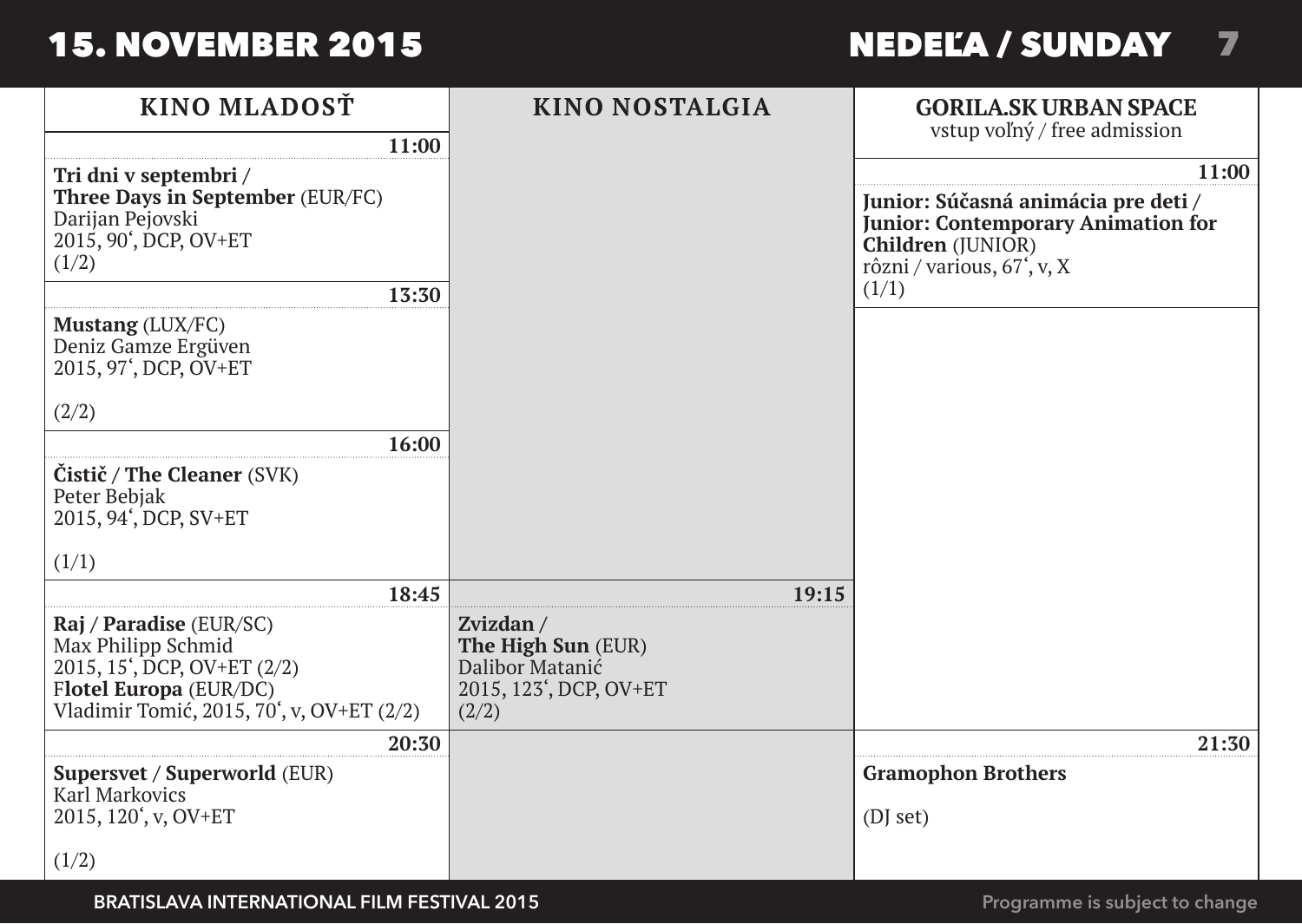# 15. NOVEMBER 2015 — NEDEĽA / SUNDAY

## KINO MLADOSŤ

**11:00**

**Tri dni v septembri / Three Days in September** (EUR/FC)
Darijan Pejovski
2015, 90', DCP, OV+ET
(1/2)

**13:30**

**Mustang** (LUX/FC)
Deniz Gamze Ergüven
2015, 97', DCP, OV+ET
(2/2)

**16:00**

**Čistič / The Cleaner** (SVK)
Peter Bebjak
2015, 94', DCP, SV+ET
(1/1)

**18:45**

**Raj / Paradise** (EUR/SC)
Max Philipp Schmid
2015, 15', DCP, OV+ET (2/2)
F**lotel Europa** (EUR/DC)
Vladimir Tomić, 2015, 70', v, OV+ET (2/2)

**20:30**

**Supersvet / Superworld** (EUR)
Karl Markovics
2015, 120', v, OV+ET
(1/2)

## KINO NOSTALGIA

**19:15**

**Zvizdan / The High Sun** (EUR)
Dalibor Matanić
2015, 123', DCP, OV+ET
(2/2)

## GORILA.SK URBAN SPACE

vstup voľný / free admission

**11:00**

**Junior: Súčasná animácia pre deti / Junior: Contemporary Animation for Children** (JUNIOR)
rôzni / various, 67', v, X
(1/1)

**21:30**

**Gramophon Brothers**
(DJ set)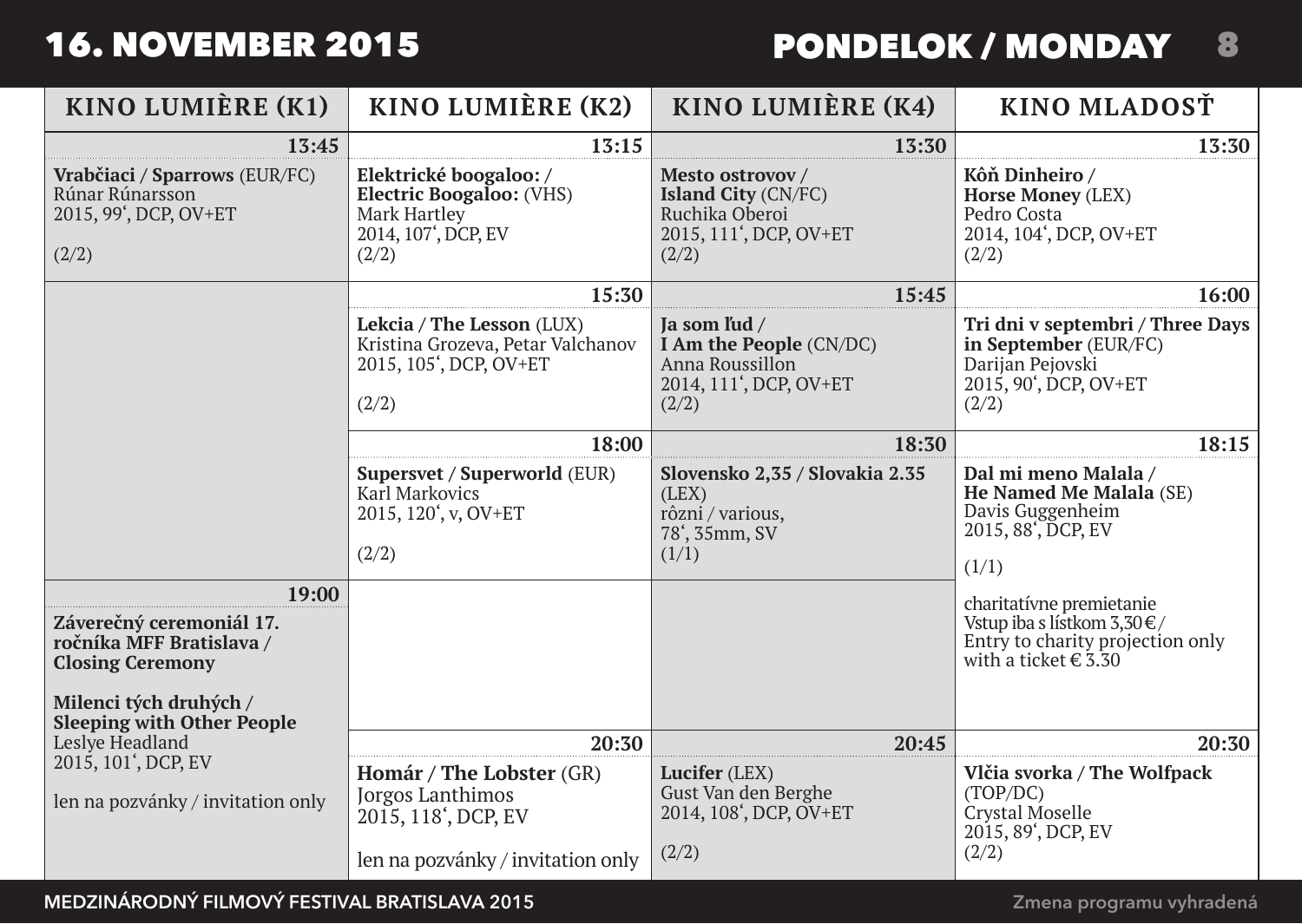# 16. NOVEMBER 2015 — PONDELOK / MONDAY

| KINO LUMIÈRE (K1) | KINO LUMIÈRE (K2) | KINO LUMIÈRE (K4) | KINO MLADOSŤ |
| --- | --- | --- | --- |
| **13:45**<br>**Vrabčiaci / Sparrows** (EUR/FC)<br>Rúnar Rúnarsson<br>2015, 99‘, DCP, OV+ET<br>(2/2) | **13:15**<br>**Elektrické boogaloo: / Electric Boogaloo:** (VHS)<br>Mark Hartley<br>2014, 107‘, DCP, EV<br>(2/2) | **13:30**<br>**Mesto ostrovov / Island City** (CN/FC)<br>Ruchika Oberoi<br>2015, 111‘, DCP, OV+ET<br>(2/2) | **13:30**<br>**Kôň Dinheiro / Horse Money** (LEX)<br>Pedro Costa<br>2014, 104‘, DCP, OV+ET<br>(2/2) |
| | **15:30**<br>**Lekcia / The Lesson** (LUX)<br>Kristina Grozeva, Petar Valchanov<br>2015, 105‘, DCP, OV+ET<br>(2/2) | **15:45**<br>**Ja som ľud / I Am the People** (CN/DC)<br>Anna Roussillon<br>2014, 111‘, DCP, OV+ET<br>(2/2) | **16:00**<br>**Tri dni v septembri / Three Days in September** (EUR/FC)<br>Darijan Pejovski<br>2015, 90‘, DCP, OV+ET<br>(2/2) |
| | **18:00**<br>**Supersvet / Superworld** (EUR)<br>Karl Markovics<br>2015, 120‘, v, OV+ET<br>(2/2) | **18:30**<br>**Slovensko 2,35 / Slovakia 2.35** (LEX)<br>rôzni / various,<br>78‘, 35mm, SV<br>(1/1) | **18:15**<br>**Dal mi meno Malala / He Named Me Malala** (SE)<br>Davis Guggenheim<br>2015, 88‘, DCP, EV<br>(1/1)<br>charitatívne premietanie<br>Vstup iba s lístkom 3,30 € / Entry to charity projection only with a ticket € 3.30 |
| **19:00**<br>**Záverečný ceremoniál 17. ročníka MFF Bratislava / Closing Ceremony**<br>**Milenci tých druhých / Sleeping with Other People**<br>Leslye Headland<br>2015, 101‘, DCP, EV<br>len na pozvánky / invitation only | **20:30**<br>**Homár / The Lobster** (GR)<br>Jorgos Lanthimos<br>2015, 118‘, DCP, EV<br>len na pozvánky / invitation only | **20:45**<br>**Lucifer** (LEX)<br>Gust Van den Berghe<br>2014, 108‘, DCP, OV+ET<br>(2/2) | **20:30**<br>**Vlčia svorka / The Wolfpack** (TOP/DC)<br>Crystal Moselle<br>2015, 89‘, DCP, EV<br>(2/2) |

MEDZINÁRODNÝ FILMOVÝ FESTIVAL BRATISLAVA 2015 — Zmena programu vyhradená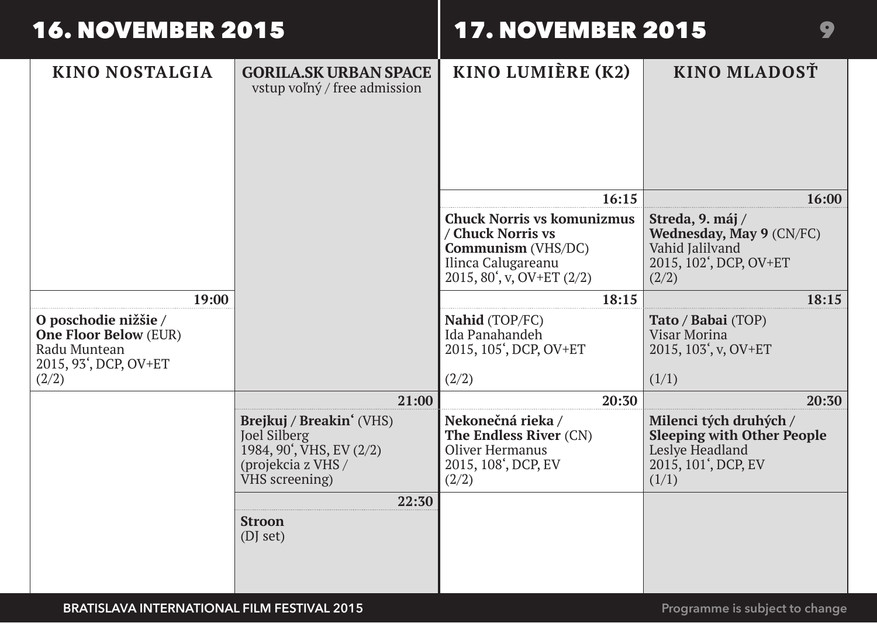## 16. NOVEMBER 2015

### KINO NOSTALGIA

**19:00**

**O poschodie nižšie / One Floor Below** (EUR)
Radu Muntean
2015, 93‘, DCP, OV+ET
(2/2)

### GORILA.SK URBAN SPACE

vstup voľný / free admission

**21:00**

**Brejkuj / Breakin‘** (VHS)
Joel Silberg
1984, 90‘, VHS, EV (2/2)
(projekcia z VHS / VHS screening)

**22:30**

**Stroon**
(DJ set)

## 17. NOVEMBER 2015

### KINO LUMIÈRE (K2)

**16:15**

**Chuck Norris vs komunizmus / Chuck Norris vs Communism** (VHS/DC)
Ilinca Calugareanu
2015, 80‘, v, OV+ET (2/2)

**18:15**

**Nahid** (TOP/FC)
Ida Panahandeh
2015, 105‘, DCP, OV+ET
(2/2)

**20:30**

**Nekonečná rieka / The Endless River** (CN)
Oliver Hermanus
2015, 108‘, DCP, EV
(2/2)

### KINO MLADOSŤ

**16:00**

**Streda, 9. máj / Wednesday, May 9** (CN/FC)
Vahid Jalilvand
2015, 102‘, DCP, OV+ET
(2/2)

**18:15**

**Tato / Babai** (TOP)
Visar Morina
2015, 103‘, v, OV+ET
(1/1)

**20:30**

**Milenci tých druhých / Sleeping with Other People**
Leslye Headland
2015, 101‘, DCP, EV
(1/1)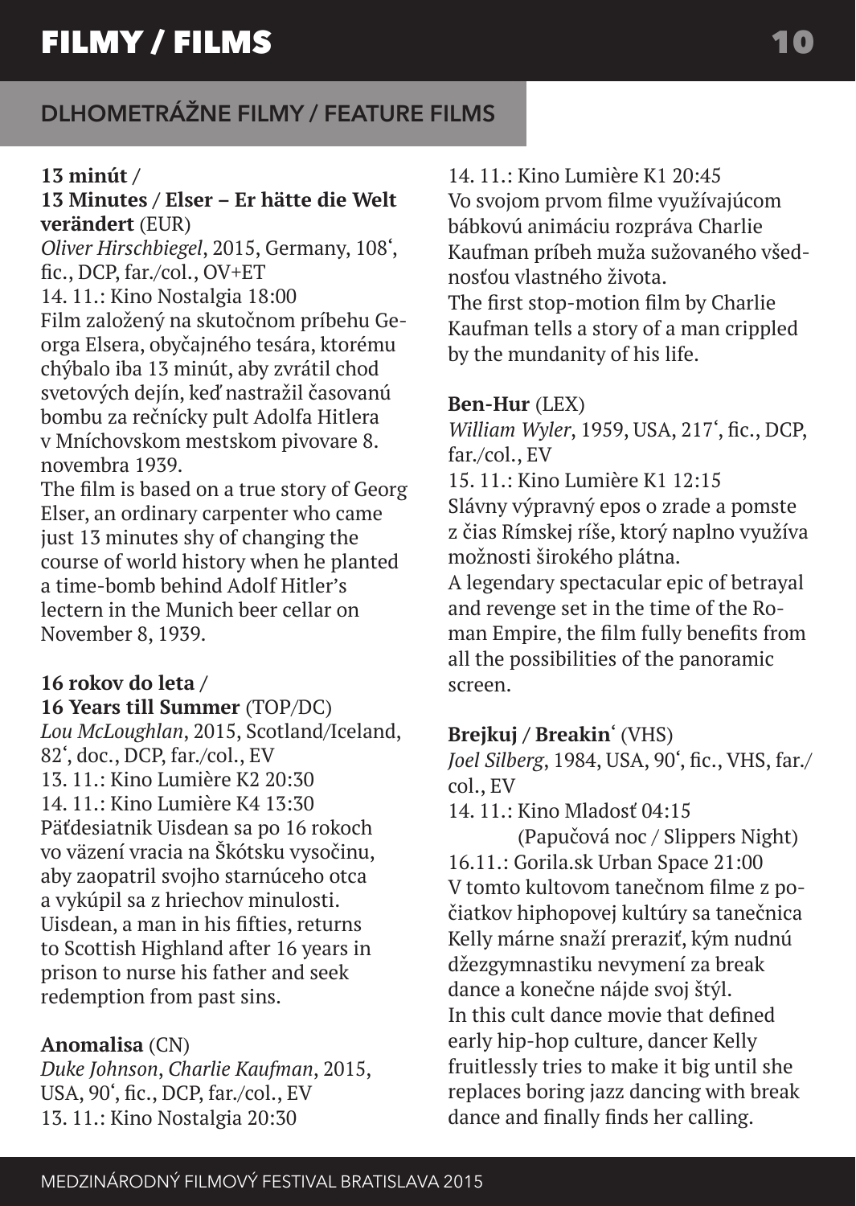# FILMY / FILMS

## DLHOMETRÁŽNE FILMY / FEATURE FILMS

**13 minút / 13 Minutes / Elser – Er hätte die Welt verändert** (EUR)
*Oliver Hirschbiegel*, 2015, Germany, 108‘, fic., DCP, far./col., OV+ET
14. 11.: Kino Nostalgia 18:00
Film založený na skutočnom príbehu Georga Elsera, obyčajného tesára, ktorému chýbalo iba 13 minút, aby zvrátil chod svetových dejín, keď nastražil časovanú bombu za rečnícky pult Adolfa Hitlera v Mníchovskom mestskom pivovare 8. novembra 1939.
The film is based on a true story of Georg Elser, an ordinary carpenter who came just 13 minutes shy of changing the course of world history when he planted a time-bomb behind Adolf Hitler's lectern in the Munich beer cellar on November 8, 1939.

**16 rokov do leta / 16 Years till Summer** (TOP/DC)
*Lou McLoughlan*, 2015, Scotland/Iceland, 82‘, doc., DCP, far./col., EV
13. 11.: Kino Lumière K2 20:30
14. 11.: Kino Lumière K4 13:30
Päťdesiatnik Uisdean sa po 16 rokoch vo väzení vracia na Škótsku vysočinu, aby zaopatril svojho starnúceho otca a vykúpil sa z hriechov minulosti.
Uisdean, a man in his fifties, returns to Scottish Highland after 16 years in prison to nurse his father and seek redemption from past sins.

**Anomalisa** (CN)
*Duke Johnson*, *Charlie Kaufman*, 2015, USA, 90‘, fic., DCP, far./col., EV
13. 11.: Kino Nostalgia 20:30
14. 11.: Kino Lumière K1 20:45
Vo svojom prvom filme využívajúcom bábkovú animáciu rozpráva Charlie Kaufman príbeh muža sužovaného všednosťou vlastného života.
The first stop-motion film by Charlie Kaufman tells a story of a man crippled by the mundanity of his life.

**Ben-Hur** (LEX)
*William Wyler*, 1959, USA, 217‘, fic., DCP, far./col., EV
15. 11.: Kino Lumière K1 12:15
Slávny výpravný epos o zrade a pomste z čias Rímskej ríše, ktorý naplno využíva možnosti širokého plátna.
A legendary spectacular epic of betrayal and revenge set in the time of the Roman Empire, the film fully benefits from all the possibilities of the panoramic screen.

**Brejkuj / Breakin‘** (VHS)
*Joel Silberg*, 1984, USA, 90‘, fic., VHS, far./col., EV
14. 11.: Kino Mladosť 04:15
(Papučová noc / Slippers Night)
16.11.: Gorila.sk Urban Space 21:00
V tomto kultovom tanečnom filme z počiatkov hiphopovej kultúry sa tanečnica Kelly márne snaží preraziť, kým nudnú džezgymnastiku nevymení za break dance a konečne nájde svoj štýl.
In this cult dance movie that defined early hip-hop culture, dancer Kelly fruitlessly tries to make it big until she replaces boring jazz dancing with break dance and finally finds her calling.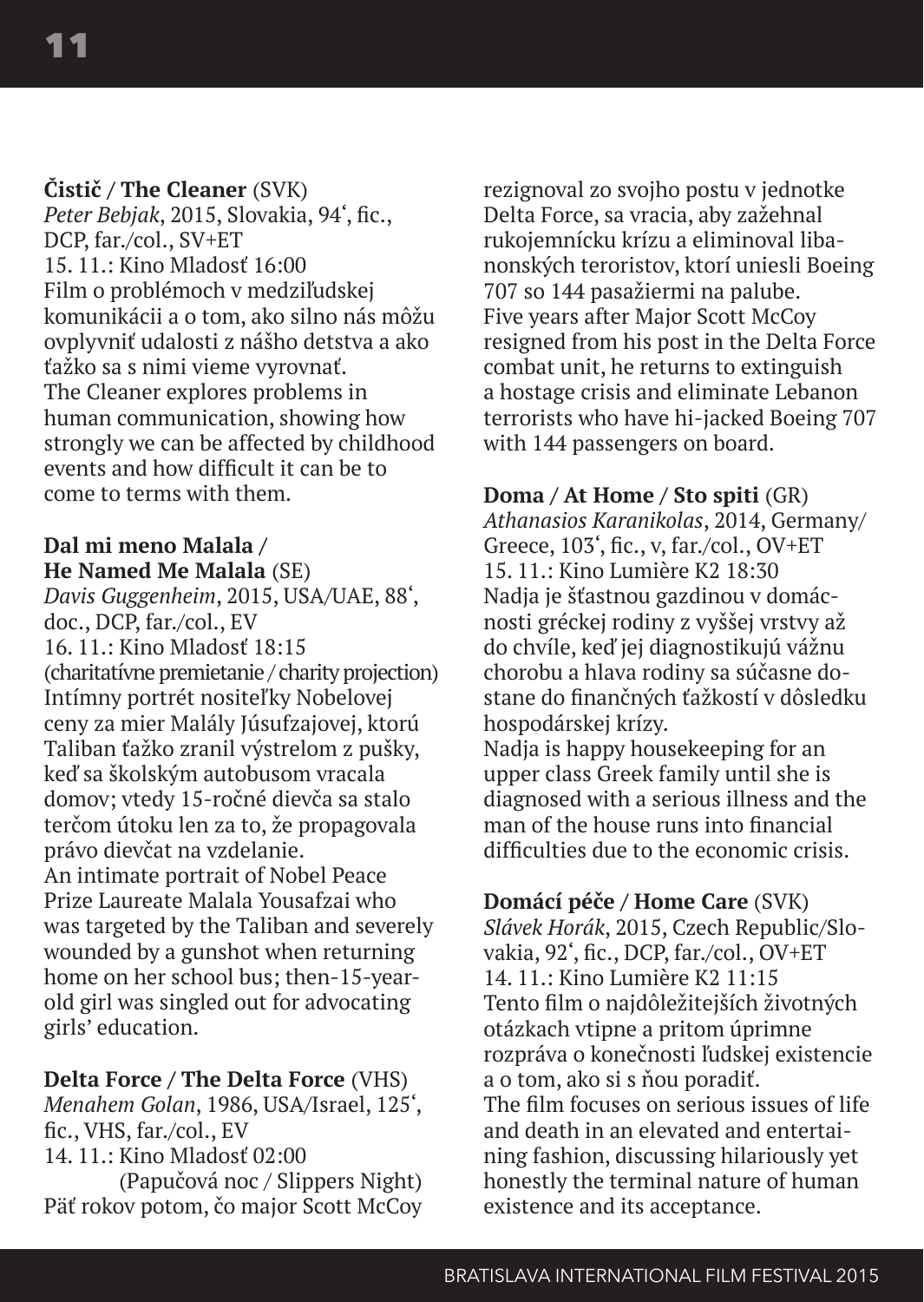**Čistič / The Cleaner** (SVK)
*Peter Bebjak*, 2015, Slovakia, 94‘, fic., DCP, far./col., SV+ET
15. 11.: Kino Mladosť 16:00
Film o problémoch v medziľudskej komunikácii a o tom, ako silno nás môžu ovplyvniť udalosti z nášho detstva a ako ťažko sa s nimi vieme vyrovnať.
The Cleaner explores problems in human communication, showing how strongly we can be affected by childhood events and how difficult it can be to come to terms with them.

**Dal mi meno Malala / He Named Me Malala** (SE)
*Davis Guggenheim*, 2015, USA/UAE, 88‘, doc., DCP, far./col., EV
16. 11.: Kino Mladosť 18:15
(charitatívne premietanie / charity projection)
Intímny portrét nositeľky Nobelovej ceny za mier Malály Júsufzajovej, ktorú Taliban ťažko zranil výstrelom z pušky, keď sa školským autobusom vracala domov; vtedy 15-ročné dievča sa stalo terčom útoku len za to, že propagovala právo dievčat na vzdelanie.
An intimate portrait of Nobel Peace Prize Laureate Malala Yousafzai who was targeted by the Taliban and severely wounded by a gunshot when returning home on her school bus; then-15-year-old girl was singled out for advocating girls' education.

**Delta Force / The Delta Force** (VHS)
*Menahem Golan*, 1986, USA/Israel, 125‘, fic., VHS, far./col., EV
14. 11.: Kino Mladosť 02:00
(Papučová noc / Slippers Night)
Päť rokov potom, čo major Scott McCoy rezignoval zo svojho postu v jednotke Delta Force, sa vracia, aby zažehnal rukojemnícku krízu a eliminoval libanonských teroristov, ktorí uniesli Boeing 707 so 144 pasažiermi na palube.
Five years after Major Scott McCoy resigned from his post in the Delta Force combat unit, he returns to extinguish a hostage crisis and eliminate Lebanon terrorists who have hi-jacked Boeing 707 with 144 passengers on board.

**Doma / At Home / Sto spiti** (GR)
*Athanasios Karanikolas*, 2014, Germany/Greece, 103‘, fic., v, far./col., OV+ET
15. 11.: Kino Lumière K2 18:30
Nadja je šťastnou gazdinou v domácnosti gréckej rodiny z vyššej vrstvy až do chvíle, keď jej diagnostikujú vážnu chorobu a hlava rodiny sa súčasne dostane do finančných ťažkostí v dôsledku hospodárskej krízy.
Nadja is happy housekeeping for an upper class Greek family until she is diagnosed with a serious illness and the man of the house runs into financial difficulties due to the economic crisis.

**Domácí péče / Home Care** (SVK)
*Slávek Horák*, 2015, Czech Republic/Slovakia, 92‘, fic., DCP, far./col., OV+ET
14. 11.: Kino Lumière K2 11:15
Tento film o najdôležitejších životných otázkach vtipne a pritom úprimne rozpráva o konečnosti ľudskej existencie a o tom, ako si s ňou poradiť.
The film focuses on serious issues of life and death in an elevated and entertaining fashion, discussing hilariously yet honestly the terminal nature of human existence and its acceptance.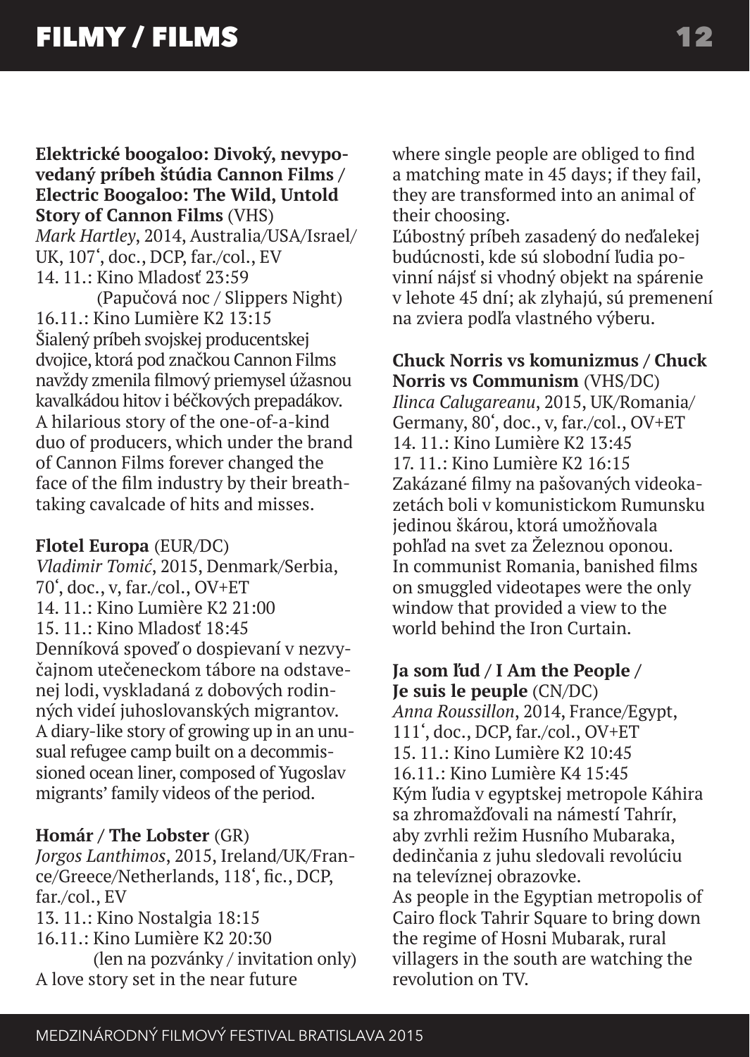**Elektrické boogaloo: Divoký, nevypovedaný príbeh štúdia Cannon Films / Electric Boogaloo: The Wild, Untold Story of Cannon Films** (VHS)
*Mark Hartley*, 2014, Australia/USA/Israel/UK, 107', doc., DCP, far./col., EV
14. 11.: Kino Mladosť 23:59
(Papučová noc / Slippers Night)
16.11.: Kino Lumière K2 13:15
Šialený príbeh svojskej producentskej dvojice, ktorá pod značkou Cannon Films navždy zmenila filmový priemysel úžasnou kavalkádou hitov i béčkových prepadákov.
A hilarious story of the one-of-a-kind duo of producers, which under the brand of Cannon Films forever changed the face of the film industry by their breathtaking cavalcade of hits and misses.

**Flotel Europa** (EUR/DC)
*Vladimir Tomić*, 2015, Denmark/Serbia, 70', doc., v, far./col., OV+ET
14. 11.: Kino Lumière K2 21:00
15. 11.: Kino Mladosť 18:45
Denníková spoveď o dospievaní v nezvyčajnom utečeneckom tábore na odstavenej lodi, vyskladaná z dobových rodinných videí juhoslovanských migrantov.
A diary-like story of growing up in an unusual refugee camp built on a decommissioned ocean liner, composed of Yugoslav migrants' family videos of the period.

**Homár / The Lobster** (GR)
*Jorgos Lanthimos*, 2015, Ireland/UK/France/Greece/Netherlands, 118', fic., DCP, far./col., EV
13. 11.: Kino Nostalgia 18:15
16.11.: Kino Lumière K2 20:30
(len na pozvánky / invitation only)
A love story set in the near future where single people are obliged to find a matching mate in 45 days; if they fail, they are transformed into an animal of their choosing.
Ľúbostný príbeh zasadený do neďalekej budúcnosti, kde sú slobodní ľudia povinní nájsť si vhodný objekt na spárenie v lehote 45 dní; ak zlyhajú, sú premenení na zviera podľa vlastného výberu.

**Chuck Norris vs komunizmus / Chuck Norris vs Communism** (VHS/DC)
*Ilinca Calugareanu*, 2015, UK/Romania/Germany, 80', doc., v, far./col., OV+ET
14. 11.: Kino Lumière K2 13:45
17. 11.: Kino Lumière K2 16:15
Zakázané filmy na pašovaných videokazetách boli v komunistickom Rumunsku jedinou škárou, ktorá umožňovala pohľad na svet za Železnou oponou.
In communist Romania, banished films on smuggled videotapes were the only window that provided a view to the world behind the Iron Curtain.

**Ja som ľud / I Am the People / Je suis le peuple** (CN/DC)
*Anna Roussillon*, 2014, France/Egypt, 111', doc., DCP, far./col., OV+ET
15. 11.: Kino Lumière K2 10:45
16.11.: Kino Lumière K4 15:45
Kým ľudia v egyptskej metropole Káhira sa zhromažďovali na námestí Tahrír, aby zvrhli režim Husního Mubaraka, dedinčania z juhu sledovali revolúciu na televíznej obrazovke.
As people in the Egyptian metropolis of Cairo flock Tahrir Square to bring down the regime of Hosni Mubarak, rural villagers in the south are watching the revolution on TV.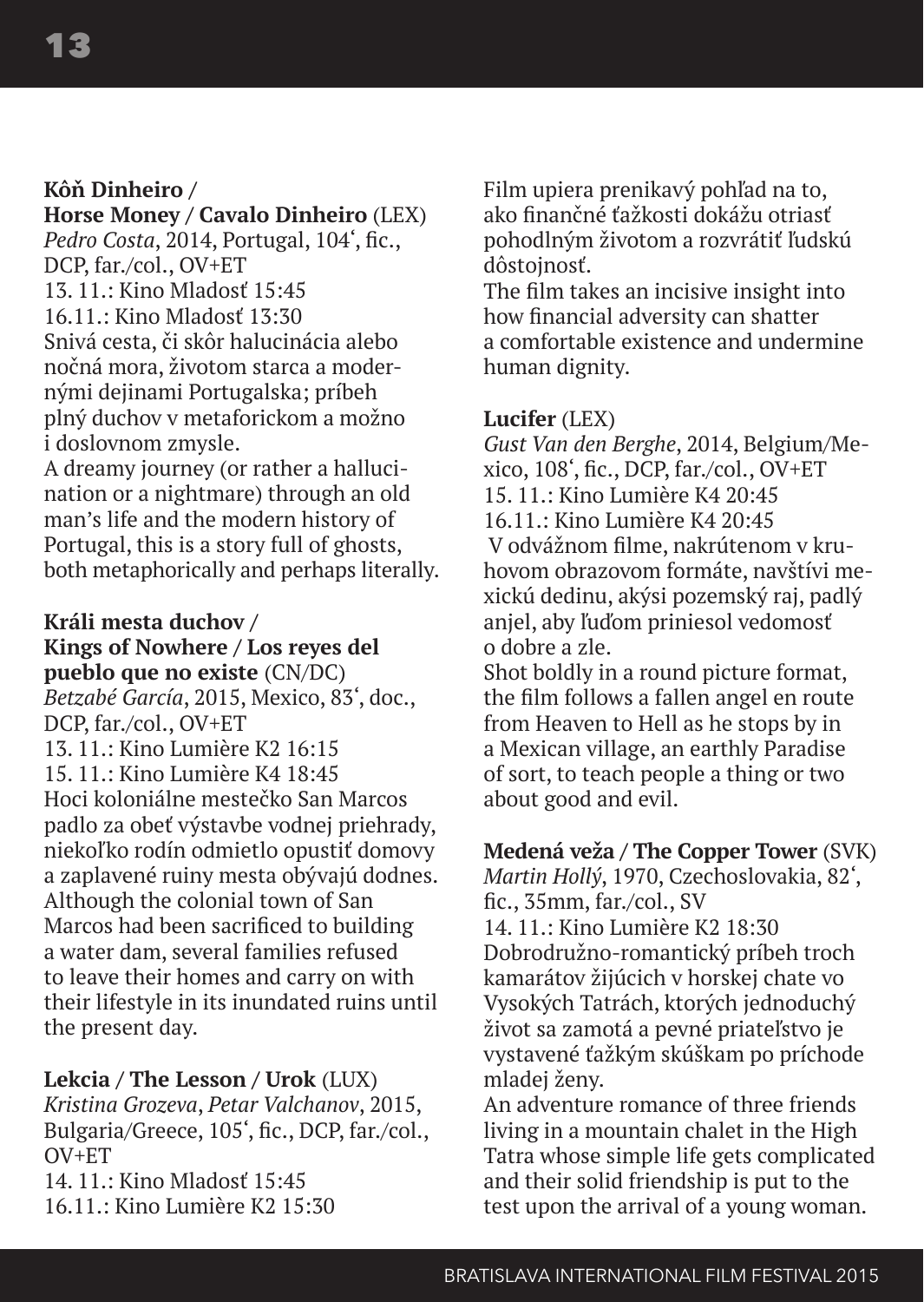**Kôň Dinheiro / Horse Money / Cavalo Dinheiro** (LEX)
*Pedro Costa*, 2014, Portugal, 104‘, fic., DCP, far./col., OV+ET
13. 11.: Kino Mladosť 15:45
16.11.: Kino Mladosť 13:30
Snivá cesta, či skôr halucinácia alebo nočná mora, životom starca a modernými dejinami Portugalska; príbeh plný duchov v metaforickom a možno i doslovnom zmysle.
A dreamy journey (or rather a hallucination or a nightmare) through an old man's life and the modern history of Portugal, this is a story full of ghosts, both metaphorically and perhaps literally.

**Králi mesta duchov / Kings of Nowhere / Los reyes del pueblo que no existe** (CN/DC)
*Betzabé García*, 2015, Mexico, 83‘, doc., DCP, far./col., OV+ET
13. 11.: Kino Lumière K2 16:15
15. 11.: Kino Lumière K4 18:45
Hoci koloniálne mestečko San Marcos padlo za obeť výstavbe vodnej priehrady, niekoľko rodín odmietlo opustiť domovy a zaplavené ruiny mesta obývajú dodnes.
Although the colonial town of San Marcos had been sacrificed to building a water dam, several families refused to leave their homes and carry on with their lifestyle in its inundated ruins until the present day.

**Lekcia / The Lesson / Urok** (LUX)
*Kristina Grozeva*, *Petar Valchanov*, 2015, Bulgaria/Greece, 105‘, fic., DCP, far./col., OV+ET
14. 11.: Kino Mladosť 15:45
16.11.: Kino Lumière K2 15:30
Film upiera prenikavý pohľad na to, ako finančné ťažkosti dokážu otriasť pohodlným životom a rozvrátiť ľudskú dôstojnosť.
The film takes an incisive insight into how financial adversity can shatter a comfortable existence and undermine human dignity.

**Lucifer** (LEX)
*Gust Van den Berghe*, 2014, Belgium/Mexico, 108‘, fic., DCP, far./col., OV+ET
15. 11.: Kino Lumière K4 20:45
16.11.: Kino Lumière K4 20:45
V odvážnom filme, nakrútenom v kruhovom obrazovom formáte, navštívi mexickú dedinu, akýsi pozemský raj, padlý anjel, aby ľuďom priniesol vedomosť o dobre a zle.
Shot boldly in a round picture format, the film follows a fallen angel en route from Heaven to Hell as he stops by in a Mexican village, an earthly Paradise of sort, to teach people a thing or two about good and evil.

**Medená veža / The Copper Tower** (SVK)
*Martin Hollý*, 1970, Czechoslovakia, 82‘, fic., 35mm, far./col., SV
14. 11.: Kino Lumière K2 18:30
Dobrodružno-romantický príbeh troch kamarátov žijúcich v horskej chate vo Vysokých Tatrách, ktorých jednoduchý život sa zamotá a pevné priateľstvo je vystavené ťažkým skúškam po príchode mladej ženy.
An adventure romance of three friends living in a mountain chalet in the High Tatra whose simple life gets complicated and their solid friendship is put to the test upon the arrival of a young woman.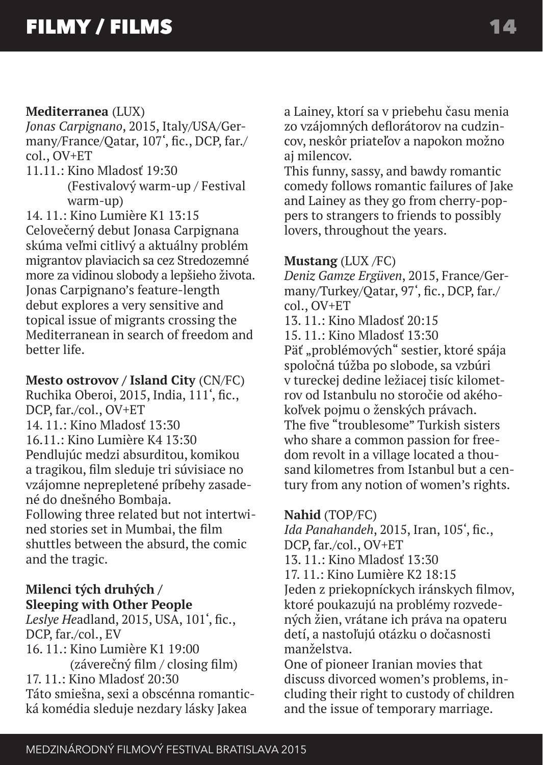**Mediterranea** (LUX)
*Jonas Carpignano*, 2015, Italy/USA/Germany/France/Qatar, 107ʻ, fic., DCP, far./col., OV+ET
11.11.: Kino Mladosť 19:30
(Festivalový warm-up / Festival warm-up)
14. 11.: Kino Lumière K1 13:15
Celovečerný debut Jonasa Carpignana skúma veľmi citlivý a aktuálny problém migrantov plaviacich sa cez Stredozemné more za vidinou slobody a lepšieho života.
Jonas Carpignano's feature-length debut explores a very sensitive and topical issue of migrants crossing the Mediterranean in search of freedom and better life.

**Mesto ostrovov / Island City** (CN/FC)
Ruchika Oberoi, 2015, India, 111ʻ, fic., DCP, far./col., OV+ET
14. 11.: Kino Mladosť 13:30
16.11.: Kino Lumière K4 13:30
Pendlujúc medzi absurditou, komikou a tragikou, film sleduje tri súvisiace no vzájomne neprepletené príbehy zasadené do dnešného Bombaja.
Following three related but not intertwined stories set in Mumbai, the film shuttles between the absurd, the comic and the tragic.

**Milenci tých druhých / Sleeping with Other People**
*Leslye Headland*, 2015, USA, 101ʻ, fic., DCP, far./col., EV
16. 11.: Kino Lumière K1 19:00
(záverečný film / closing film)
17. 11.: Kino Mladosť 20:30
Táto smiešna, sexi a obscénna romantická komédia sleduje nezdary lásky Jakea a Lainey, ktorí sa v priebehu času menia zo vzájomných deflorátorov na cudzincov, neskôr priateľov a napokon možno aj milencov.
This funny, sassy, and bawdy romantic comedy follows romantic failures of Jake and Lainey as they go from cherry-poppers to strangers to friends to possibly lovers, throughout the years.

**Mustang** (LUX /FC)
*Deniz Gamze Ergüven*, 2015, France/Germany/Turkey/Qatar, 97ʻ, fic., DCP, far./col., OV+ET
13. 11.: Kino Mladosť 20:15
15. 11.: Kino Mladosť 13:30
Päť „problémových" sestier, ktoré spája spoločná túžba po slobode, sa vzbúri v tureckej dedine ležiacej tisíc kilometrov od Istanbulu no storočie od akéhokoľvek pojmu o ženských právach.
The five "troublesome" Turkish sisters who share a common passion for freedom revolt in a village located a thousand kilometres from Istanbul but a century from any notion of women's rights.

**Nahid** (TOP/FC)
*Ida Panahandeh*, 2015, Iran, 105ʻ, fic., DCP, far./col., OV+ET
13. 11.: Kino Mladosť 13:30
17. 11.: Kino Lumière K2 18:15
Jeden z priekopníckych iránskych filmov, ktoré poukazujú na problémy rozvedených žien, vrátane ich práva na opateru detí, a nastoľujú otázku o dočasnosti manželstva.
One of pioneer Iranian movies that discuss divorced women's problems, including their right to custody of children and the issue of temporary marriage.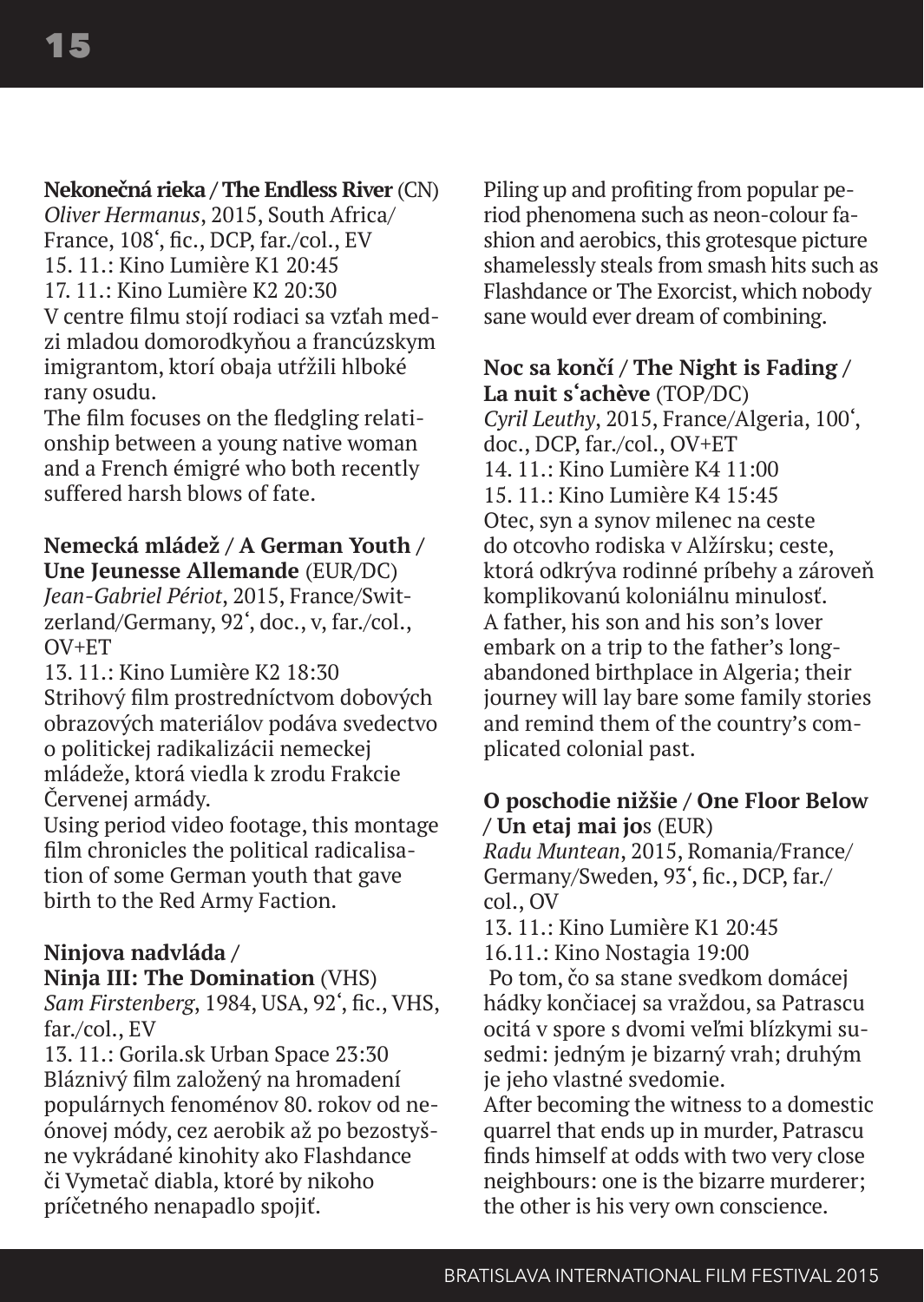**Nekonečná rieka / The Endless River** (CN)
*Oliver Hermanus*, 2015, South Africa/ France, 108‘, fic., DCP, far./col., EV
15. 11.: Kino Lumière K1 20:45
17. 11.: Kino Lumière K2 20:30
V centre filmu stojí rodiaci sa vzťah medzi mladou domorodkyňou a francúzskym imigrantom, ktorí obaja utŕžili hlboké rany osudu.
The film focuses on the fledgling relationship between a young native woman and a French émigré who both recently suffered harsh blows of fate.

**Nemecká mládež / A German Youth / Une Jeunesse Allemande** (EUR/DC)
*Jean-Gabriel Périot*, 2015, France/Switzerland/Germany, 92‘, doc., v, far./col., OV+ET
13. 11.: Kino Lumière K2 18:30
Strihový film prostredníctvom dobových obrazových materiálov podáva svedectvo o politickej radikalizácii nemeckej mládeže, ktorá viedla k zrodu Frakcie Červenej armády.
Using period video footage, this montage film chronicles the political radicalisation of some German youth that gave birth to the Red Army Faction.

**Ninjova nadvláda / Ninja III: The Domination** (VHS)
*Sam Firstenberg*, 1984, USA, 92‘, fic., VHS, far./col., EV
13. 11.: Gorila.sk Urban Space 23:30
Bláznivý film založený na hromadení populárnych fenoménov 80. rokov od neónovej módy, cez aerobik až po bezostyšne vykrádané kinohity ako Flashdance či Vymetač diabla, ktoré by nikoho príčetného nenapadlo spojiť.
Piling up and profiting from popular period phenomena such as neon-colour fashion and aerobics, this grotesque picture shamelessly steals from smash hits such as Flashdance or The Exorcist, which nobody sane would ever dream of combining.

**Noc sa končí / The Night is Fading / La nuit s‘achève** (TOP/DC)
*Cyril Leuthy*, 2015, France/Algeria, 100‘, doc., DCP, far./col., OV+ET
14. 11.: Kino Lumière K4 11:00
15. 11.: Kino Lumière K4 15:45
Otec, syn a synov milenec na ceste do otcovho rodiska v Alžírsku; ceste, ktorá odkrýva rodinné príbehy a zároveň komplikovanú koloniálnu minulosť.
A father, his son and his son's lover embark on a trip to the father's long-abandoned birthplace in Algeria; their journey will lay bare some family stories and remind them of the country's complicated colonial past.

**O poschodie nižšie / One Floor Below / Un etaj mai jos** (EUR)
*Radu Muntean*, 2015, Romania/France/ Germany/Sweden, 93‘, fic., DCP, far./ col., OV
13. 11.: Kino Lumière K1 20:45
16.11.: Kino Nostagia 19:00
Po tom, čo sa stane svedkom domácej hádky končiacej sa vraždou, sa Patrascu ocitá v spore s dvomi veľmi blízkymi susedmi: jedným je bizarný vrah; druhým je jeho vlastné svedomie.
After becoming the witness to a domestic quarrel that ends up in murder, Patrascu finds himself at odds with two very close neighbours: one is the bizarre murderer; the other is his very own conscience.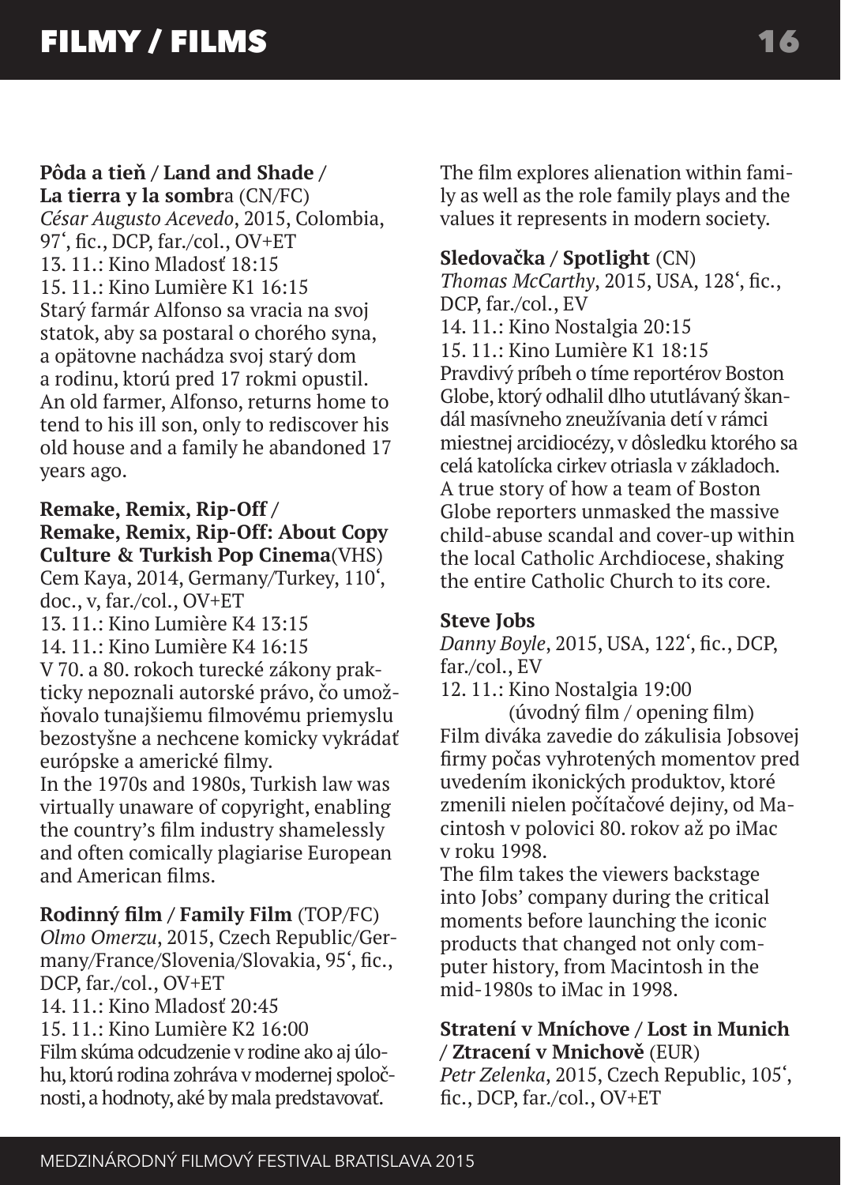**Pôda a tieň / Land and Shade / La tierra y la sombra** (CN/FC)
*César Augusto Acevedo*, 2015, Colombia, 97‘, fic., DCP, far./col., OV+ET
13. 11.: Kino Mladosť 18:15
15. 11.: Kino Lumière K1 16:15
Starý farmár Alfonso sa vracia na svoj statok, aby sa postaral o chorého syna, a opätovne nachádza svoj starý dom a rodinu, ktorú pred 17 rokmi opustil.
An old farmer, Alfonso, returns home to tend to his ill son, only to rediscover his old house and a family he abandoned 17 years ago.

**Remake, Remix, Rip-Off / Remake, Remix, Rip-Off: About Copy Culture & Turkish Pop Cinema**(VHS)
Cem Kaya, 2014, Germany/Turkey, 110‘, doc., v, far./col., OV+ET
13. 11.: Kino Lumière K4 13:15
14. 11.: Kino Lumière K4 16:15
V 70. a 80. rokoch turecké zákony prakticky nepoznali autorské právo, čo umožňovalo tunajšiemu filmovému priemyslu bezostyšne a nechcene komicky vykrádať európske a americké filmy.
In the 1970s and 1980s, Turkish law was virtually unaware of copyright, enabling the country's film industry shamelessly and often comically plagiarise European and American films.

**Rodinný film / Family Film** (TOP/FC)
*Olmo Omerzu*, 2015, Czech Republic/Germany/France/Slovenia/Slovakia, 95‘, fic., DCP, far./col., OV+ET
14. 11.: Kino Mladosť 20:45
15. 11.: Kino Lumière K2 16:00
Film skúma odcudzenie v rodine ako aj úlohu, ktorú rodina zohráva v modernej spoločnosti, a hodnoty, aké by mala predstavovať.
The film explores alienation within family as well as the role family plays and the values it represents in modern society.

**Sledovačka / Spotlight** (CN)
*Thomas McCarthy*, 2015, USA, 128‘, fic., DCP, far./col., EV
14. 11.: Kino Nostalgia 20:15
15. 11.: Kino Lumière K1 18:15
Pravdivý príbeh o tíme reportérov Boston Globe, ktorý odhalil dlho ututlávaný škandál masívneho zneužívania detí v rámci miestnej arcidiecézy, v dôsledku ktorého sa celá katolícka cirkev otriasla v základoch.
A true story of how a team of Boston Globe reporters unmasked the massive child-abuse scandal and cover-up within the local Catholic Archdiocese, shaking the entire Catholic Church to its core.

**Steve Jobs**
*Danny Boyle*, 2015, USA, 122‘, fic., DCP, far./col., EV
12. 11.: Kino Nostalgia 19:00
(úvodný film / opening film)
Film diváka zavedie do zákulisia Jobsovej firmy počas vyhrotených momentov pred uvedením ikonických produktov, ktoré zmenili nielen počítačové dejiny, od Macintosh v polovici 80. rokov až po iMac v roku 1998.
The film takes the viewers backstage into Jobs' company during the critical moments before launching the iconic products that changed not only computer history, from Macintosh in the mid-1980s to iMac in 1998.

**Stratení v Mníchove / Lost in Munich / Ztracení v Mnichově** (EUR)
*Petr Zelenka*, 2015, Czech Republic, 105‘, fic., DCP, far./col., OV+ET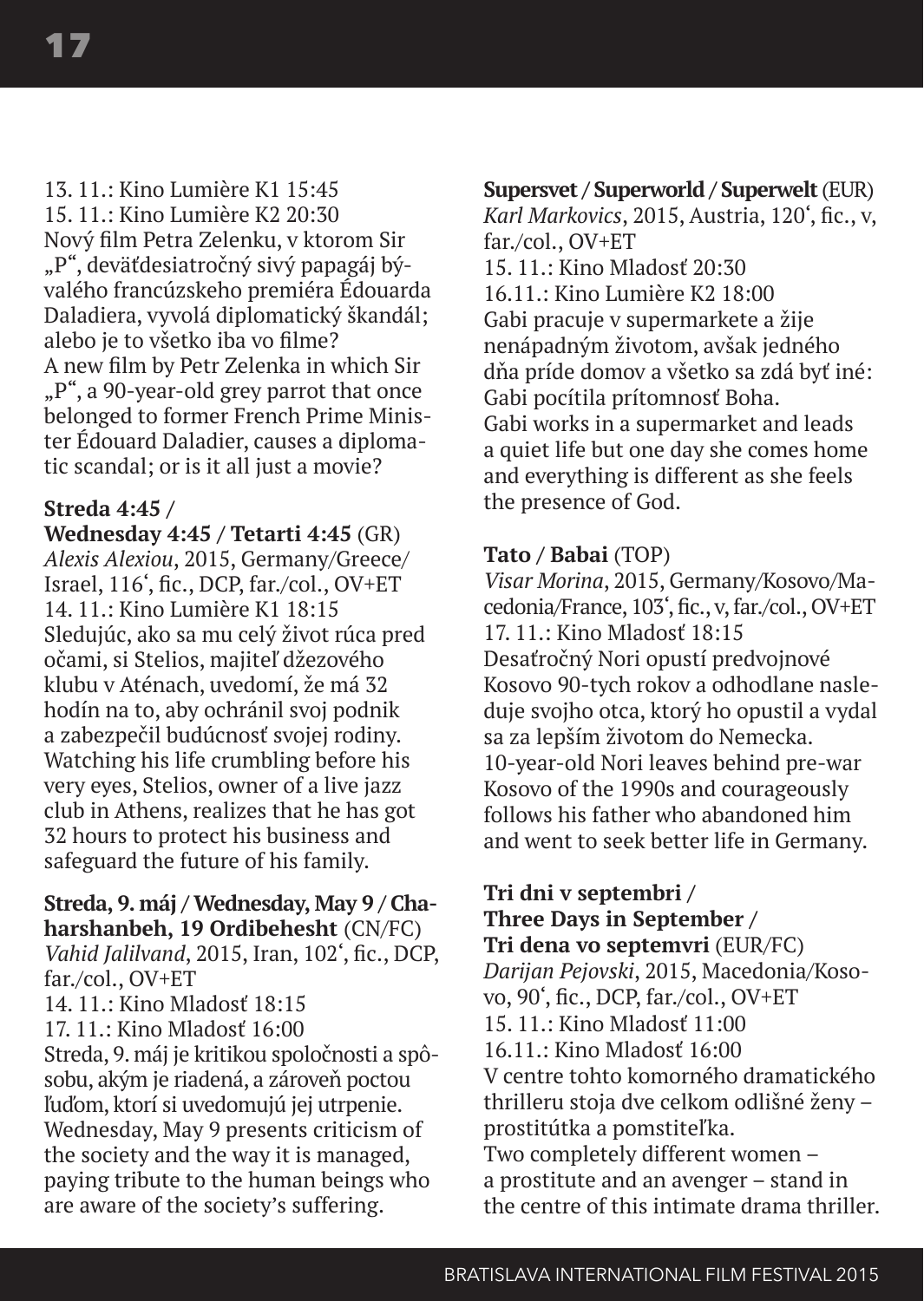13. 11.: Kino Lumière K1 15:45
15. 11.: Kino Lumière K2 20:30
Nový film Petra Zelenku, v ktorom Sir „P“, deväťdesiatročný sivý papagáj bývalého francúzskeho premiéra Édouarda Daladiera, vyvolá diplomatický škandál; alebo je to všetko iba vo filme?
A new film by Petr Zelenka in which Sir „P“, a 90-year-old grey parrot that once belonged to former French Prime Minister Édouard Daladier, causes a diplomatic scandal; or is it all just a movie?

**Streda 4:45 / Wednesday 4:45 / Tetarti 4:45** (GR)
*Alexis Alexiou*, 2015, Germany/Greece/Israel, 116‘, fic., DCP, far./col., OV+ET
14. 11.: Kino Lumière K1 18:15
Sledujúc, ako sa mu celý život rúca pred očami, si Stelios, majiteľ džezového klubu v Aténach, uvedomí, že má 32 hodín na to, aby ochránil svoj podnik a zabezpečil budúcnosť svojej rodiny.
Watching his life crumbling before his very eyes, Stelios, owner of a live jazz club in Athens, realizes that he has got 32 hours to protect his business and safeguard the future of his family.

**Streda, 9. máj / Wednesday, May 9 / Chaharshanbeh, 19 Ordibehesht** (CN/FC)
*Vahid Jalilvand*, 2015, Iran, 102‘, fic., DCP, far./col., OV+ET
14. 11.: Kino Mladosť 18:15
17. 11.: Kino Mladosť 16:00
Streda, 9. máj je kritikou spoločnosti a spôsobu, akým je riadená, a zároveň poctou ľuďom, ktorí si uvedomujú jej utrpenie.
Wednesday, May 9 presents criticism of the society and the way it is managed, paying tribute to the human beings who are aware of the society's suffering.

**Supersvet / Superworld / Superwelt** (EUR)
*Karl Markovics*, 2015, Austria, 120‘, fic., v, far./col., OV+ET
15. 11.: Kino Mladosť 20:30
16.11.: Kino Lumière K2 18:00
Gabi pracuje v supermarkete a žije nenápadným životom, avšak jedného dňa príde domov a všetko sa zdá byť iné: Gabi pocítila prítomnosť Boha.
Gabi works in a supermarket and leads a quiet life but one day she comes home and everything is different as she feels the presence of God.

**Tato / Babai** (TOP)
*Visar Morina*, 2015, Germany/Kosovo/Macedonia/France, 103‘, fic., v, far./col., OV+ET
17. 11.: Kino Mladosť 18:15
Desaťročný Nori opustí predvojnové Kosovo 90-tych rokov a odhodlane nasleduje svojho otca, ktorý ho opustil a vydal sa za lepším životom do Nemecka.
10-year-old Nori leaves behind pre-war Kosovo of the 1990s and courageously follows his father who abandoned him and went to seek better life in Germany.

**Tri dni v septembri / Three Days in September / Tri dena vo septemvri** (EUR/FC)
*Darijan Pejovski*, 2015, Macedonia/Kosovo, 90‘, fic., DCP, far./col., OV+ET
15. 11.: Kino Mladosť 11:00
16.11.: Kino Mladosť 16:00
V centre tohto komorného dramatického thrilleru stoja dve celkom odlišné ženy – prostitútka a pomstiteľka.
Two completely different women – a prostitute and an avenger – stand in the centre of this intimate drama thriller.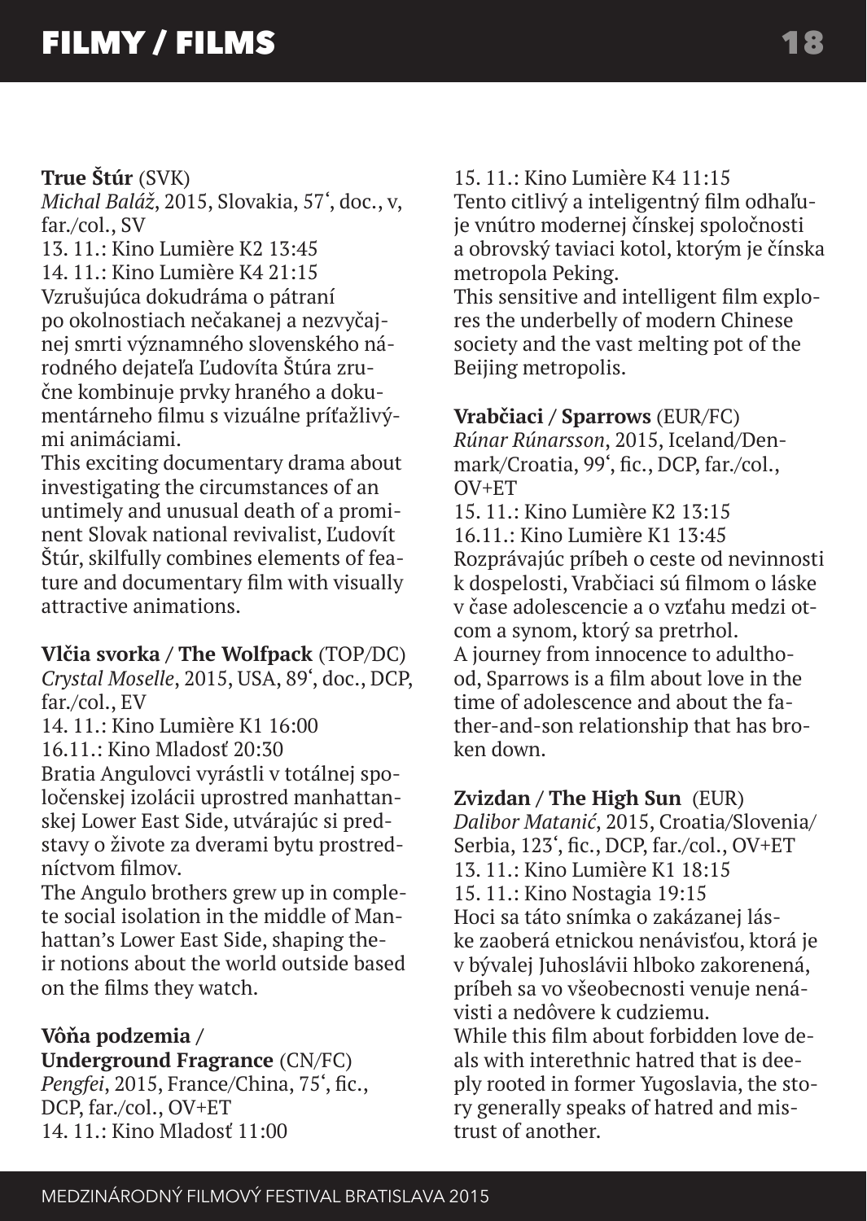**True Štúr** (SVK)
*Michal Baláž*, 2015, Slovakia, 57', doc., v, far./col., SV
13. 11.: Kino Lumière K2 13:45
14. 11.: Kino Lumière K4 21:15
Vzrušujúca dokudráma o pátraní po okolnostiach nečakanej a nezvyčajnej smrti významného slovenského národného dejateľa Ľudovíta Štúra zručne kombinuje prvky hraného a dokumentárneho filmu s vizuálne príťažlivými animáciami.
This exciting documentary drama about investigating the circumstances of an untimely and unusual death of a prominent Slovak national revivalist, Ľudovít Štúr, skilfully combines elements of feature and documentary film with visually attractive animations.

**Vlčia svorka / The Wolfpack** (TOP/DC)
*Crystal Moselle*, 2015, USA, 89', doc., DCP, far./col., EV
14. 11.: Kino Lumière K1 16:00
16.11.: Kino Mladosť 20:30
Bratia Angulovci vyrástli v totálnej spoločenskej izolácii uprostred manhattanskej Lower East Side, utvárajúc si predstavy o živote za dverami bytu prostredníctvom filmov.
The Angulo brothers grew up in complete social isolation in the middle of Manhattan's Lower East Side, shaping their notions about the world outside based on the films they watch.

**Vôňa podzemia / Underground Fragrance** (CN/FC)
*Pengfei*, 2015, France/China, 75', fic., DCP, far./col., OV+ET
14. 11.: Kino Mladosť 11:00
15. 11.: Kino Lumière K4 11:15
Tento citlivý a inteligentný film odhaľuje vnútro modernej čínskej spoločnosti a obrovský taviaci kotol, ktorým je čínska metropola Peking.
This sensitive and intelligent film explores the underbelly of modern Chinese society and the vast melting pot of the Beijing metropolis.

**Vrabčiaci / Sparrows** (EUR/FC)
*Rúnar Rúnarsson*, 2015, Iceland/Denmark/Croatia, 99', fic., DCP, far./col., OV+ET
15. 11.: Kino Lumière K2 13:15
16.11.: Kino Lumière K1 13:45
Rozprávajúc príbeh o ceste od nevinnosti k dospelosti, Vrabčiaci sú filmom o láske v čase adolescencie a o vzťahu medzi otcom a synom, ktorý sa pretrhol.
A journey from innocence to adulthood, Sparrows is a film about love in the time of adolescence and about the father-and-son relationship that has broken down.

**Zvizdan / The High Sun** (EUR)
*Dalibor Matanić*, 2015, Croatia/Slovenia/Serbia, 123', fic., DCP, far./col., OV+ET
13. 11.: Kino Lumière K1 18:15
15. 11.: Kino Nostagia 19:15
Hoci sa táto snímka o zakázanej láske zaoberá etnickou nenávisťou, ktorá je v bývalej Juhoslávii hlboko zakorenená, príbeh sa vo všeobecnosti venuje nenávisti a nedôvere k cudziemu.
While this film about forbidden love deals with interethnic hatred that is deeply rooted in former Yugoslavia, the story generally speaks of hatred and mistrust of another.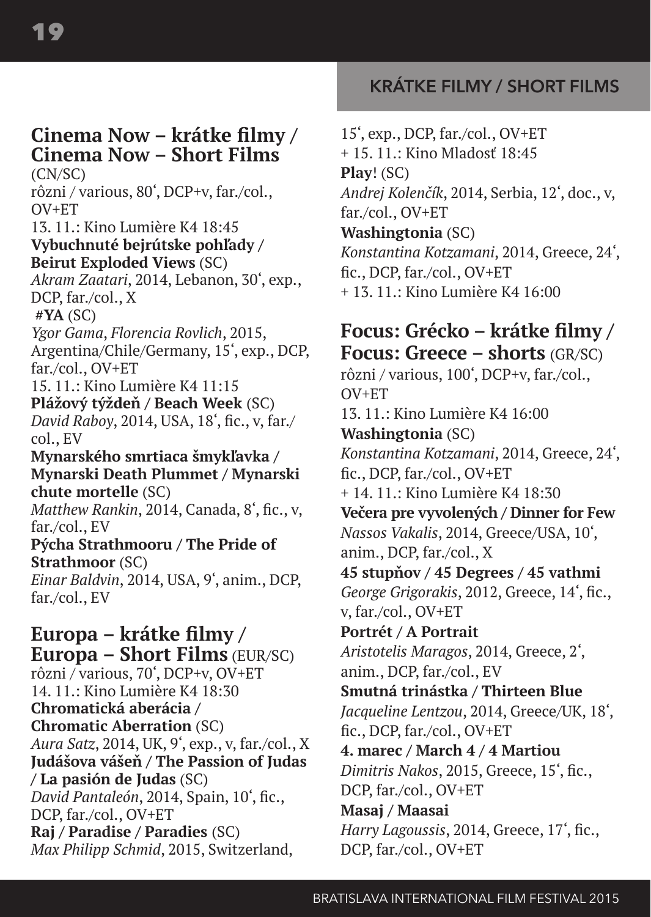## KRÁTKE FILMY / SHORT FILMS

## Cinema Now – krátke filmy / Cinema Now – Short Films

(CN/SC)
rôzni / various, 80‘, DCP+v, far./col., OV+ET
13. 11.: Kino Lumière K4 18:45

**Vybuchnuté bejrútske pohľady / Beirut Exploded Views** (SC)
*Akram Zaatari*, 2014, Lebanon, 30‘, exp., DCP, far./col., X

**#YA** (SC)
*Ygor Gama*, *Florencia Rovlich*, 2015, Argentina/Chile/Germany, 15‘, exp., DCP, far./col., OV+ET
15. 11.: Kino Lumière K4 11:15

**Plážový týždeň / Beach Week** (SC)
*David Raboy*, 2014, USA, 18‘, fic., v, far./col., EV

**Mynarského smrtiaca šmykľavka / Mynarski Death Plummet / Mynarski chute mortelle** (SC)
*Matthew Rankin*, 2014, Canada, 8‘, fic., v, far./col., EV

**Pýcha Strathmooru / The Pride of Strathmoor** (SC)
*Einar Baldvin*, 2014, USA, 9‘, anim., DCP, far./col., EV

## Europa – krátke filmy / Europa – Short Films (EUR/SC)

rôzni / various, 70‘, DCP+v, OV+ET
14. 11.: Kino Lumière K4 18:30

**Chromatická aberácia / Chromatic Aberration** (SC)
*Aura Satz*, 2014, UK, 9‘, exp., v, far./col., X

**Judášova vášeň / The Passion of Judas / La pasión de Judas** (SC)
*David Pantaleón*, 2014, Spain, 10‘, fic., DCP, far./col., OV+ET

**Raj / Paradise / Paradies** (SC)
*Max Philipp Schmid*, 2015, Switzerland, 15‘, exp., DCP, far./col., OV+ET
+ 15. 11.: Kino Mladosť 18:45

**Play**! (SC)
*Andrej Kolenčík*, 2014, Serbia, 12‘, doc., v, far./col., OV+ET

**Washingtonia** (SC)
*Konstantina Kotzamani*, 2014, Greece, 24‘, fic., DCP, far./col., OV+ET
+ 13. 11.: Kino Lumière K4 16:00

## Focus: Grécko – krátke filmy / Focus: Greece – shorts (GR/SC)

rôzni / various, 100‘, DCP+v, far./col., OV+ET
13. 11.: Kino Lumière K4 16:00

**Washingtonia** (SC)
*Konstantina Kotzamani*, 2014, Greece, 24‘, fic., DCP, far./col., OV+ET
+ 14. 11.: Kino Lumière K4 18:30

**Večera pre vyvolených / Dinner for Few**
*Nassos Vakalis*, 2014, Greece/USA, 10‘, anim., DCP, far./col., X

**45 stupňov / 45 Degrees / 45 vathmi**
*George Grigorakis*, 2012, Greece, 14‘, fic., v, far./col., OV+ET

**Portrét / A Portrait**
*Aristotelis Maragos*, 2014, Greece, 2‘, anim., DCP, far./col., EV

**Smutná trinástka / Thirteen Blue**
*Jacqueline Lentzou*, 2014, Greece/UK, 18‘, fic., DCP, far./col., OV+ET

**4. marec / March 4 / 4 Martiou**
*Dimitris Nakos*, 2015, Greece, 15‘, fic., DCP, far./col., OV+ET

**Masaj / Maasai**
*Harry Lagoussis*, 2014, Greece, 17‘, fic., DCP, far./col., OV+ET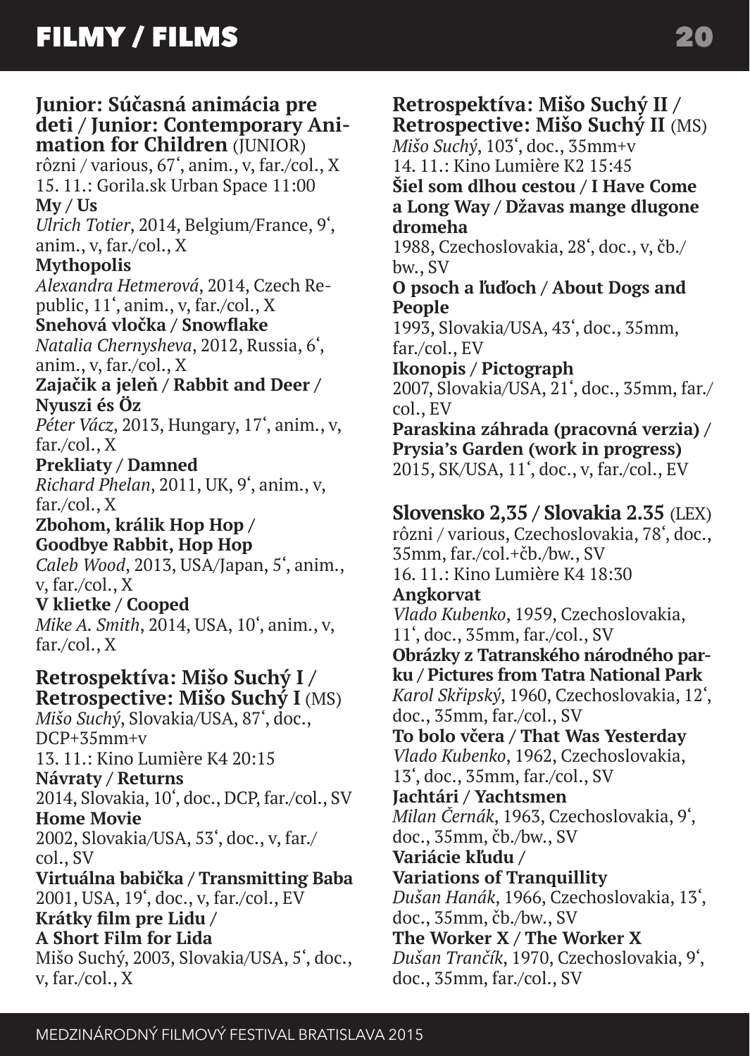## Junior: Súčasná animácia pre deti / Junior: Contemporary Animation for Children (JUNIOR)

rôzni / various, 67', anim., v, far./col., X
15. 11.: Gorila.sk Urban Space 11:00

**My / Us**
*Ulrich Totier*, 2014, Belgium/France, 9', anim., v, far./col., X

**Mythopolis**
*Alexandra Hetmerová*, 2014, Czech Republic, 11', anim., v, far./col., X

**Snehová vločka / Snowflake**
*Natalia Chernysheva*, 2012, Russia, 6', anim., v, far./col., X

**Zajačik a jeleň / Rabbit and Deer / Nyuszi és Öz**
*Péter Vácz*, 2013, Hungary, 17', anim., v, far./col., X

**Prekliaty / Damned**
*Richard Phelan*, 2011, UK, 9', anim., v, far./col., X

**Zbohom, králik Hop Hop / Goodbye Rabbit, Hop Hop**
*Caleb Wood*, 2013, USA/Japan, 5', anim., v, far./col., X

**V klietke / Cooped**
*Mike A. Smith*, 2014, USA, 10', anim., v, far./col., X

## Retrospektíva: Mišo Suchý I / Retrospective: Mišo Suchý I (MS)

*Mišo Suchý*, Slovakia/USA, 87', doc., DCP+35mm+v
13. 11.: Kino Lumière K4 20:15

**Návraty / Returns**
2014, Slovakia, 10', doc., DCP, far./col., SV

**Home Movie**
2002, Slovakia/USA, 53', doc., v, far./col., SV

**Virtuálna babička / Transmitting Baba**
2001, USA, 19', doc., v, far./col., EV

**Krátky film pre Lidu / A Short Film for Lida**
Mišo Suchý, 2003, Slovakia/USA, 5', doc., v, far./col., X

## Retrospektíva: Mišo Suchý II / Retrospective: Mišo Suchý II (MS)

*Mišo Suchý*, 103', doc., 35mm+v
14. 11.: Kino Lumière K2 15:45

**Šiel som dlhou cestou / I Have Come a Long Way / Džavas mange dlugone dromeha**
1988, Czechoslovakia, 28', doc., v, čb./bw., SV

**O psoch a ľuďoch / About Dogs and People**
1993, Slovakia/USA, 43', doc., 35mm, far./col., EV

**Ikonopis / Pictograph**
2007, Slovakia/USA, 21', doc., 35mm, far./col., EV

**Paraskina záhrada (pracovná verzia) / Prysia's Garden (work in progress)**
2015, SK/USA, 11', doc., v, far./col., EV

## Slovensko 2,35 / Slovakia 2.35 (LEX)

rôzni / various, Czechoslovakia, 78', doc., 35mm, far./col.+čb./bw., SV
16. 11.: Kino Lumière K4 18:30

**Angkorvat**
*Vlado Kubenko*, 1959, Czechoslovakia, 11', doc., 35mm, far./col., SV

**Obrázky z Tatranského národného parku / Pictures from Tatra National Park**
*Karol Skřipský*, 1960, Czechoslovakia, 12', doc., 35mm, far./col., SV

**To bolo včera / That Was Yesterday**
*Vlado Kubenko*, 1962, Czechoslovakia, 13', doc., 35mm, far./col., SV

**Jachtári / Yachtsmen**
*Milan Černák*, 1963, Czechoslovakia, 9', doc., 35mm, čb./bw., SV

**Variácie kľudu / Variations of Tranquillity**
*Dušan Hanák*, 1966, Czechoslovakia, 13', doc., 35mm, čb./bw., SV

**The Worker X / The Worker X**
*Dušan Trančík*, 1970, Czechoslovakia, 9', doc., 35mm, far./col., SV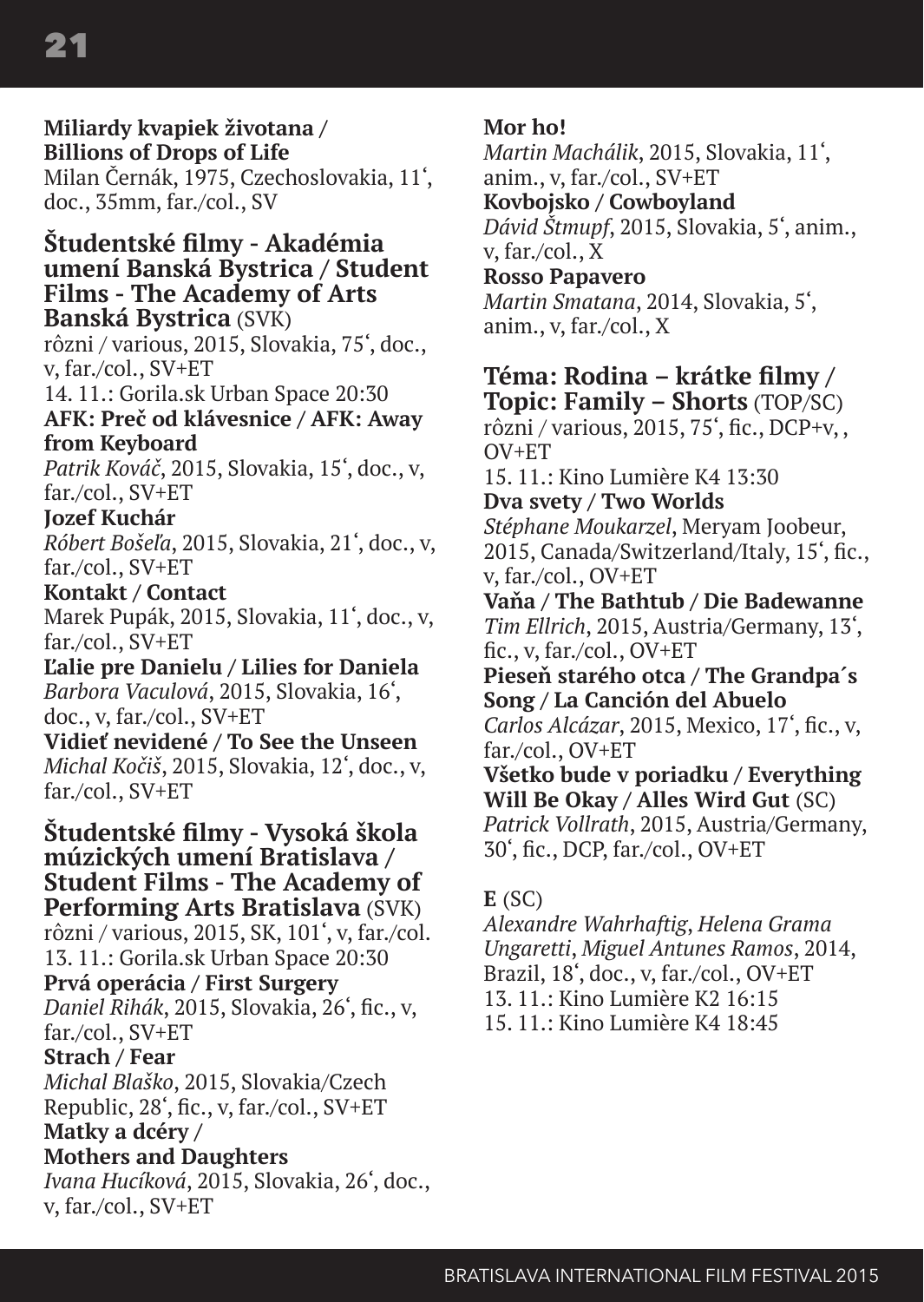**Miliardy kvapiek životana / Billions of Drops of Life**
Milan Černák, 1975, Czechoslovakia, 11‘, doc., 35mm, far./col., SV

### Študentské filmy - Akadémia umení Banská Bystrica / Student Films - The Academy of Arts Banská Bystrica (SVK)

rôzni / various, 2015, Slovakia, 75‘, doc., v, far./col., SV+ET
14. 11.: Gorila.sk Urban Space 20:30

**AFK: Preč od klávesnice / AFK: Away from Keyboard**
*Patrik Kováč*, 2015, Slovakia, 15‘, doc., v, far./col., SV+ET

**Jozef Kuchár**
*Róbert Bošeľa*, 2015, Slovakia, 21‘, doc., v, far./col., SV+ET

**Kontakt / Contact**
Marek Pupák, 2015, Slovakia, 11‘, doc., v, far./col., SV+ET

**Ľalie pre Danielu / Lilies for Daniela**
*Barbora Vaculová*, 2015, Slovakia, 16‘, doc., v, far./col., SV+ET

**Vidieť nevidené / To See the Unseen**
*Michal Kočiš*, 2015, Slovakia, 12‘, doc., v, far./col., SV+ET

### Študentské filmy - Vysoká škola múzických umení Bratislava / Student Films - The Academy of Performing Arts Bratislava (SVK)

rôzni / various, 2015, SK, 101‘, v, far./col.
13. 11.: Gorila.sk Urban Space 20:30

**Prvá operácia / First Surgery**
*Daniel Rihák*, 2015, Slovakia, 26‘, fic., v, far./col., SV+ET

**Strach / Fear**
*Michal Blaško*, 2015, Slovakia/Czech Republic, 28‘, fic., v, far./col., SV+ET

**Matky a dcéry / Mothers and Daughters**
*Ivana Hucíková*, 2015, Slovakia, 26‘, doc., v, far./col., SV+ET

**Mor ho!**
*Martin Machálik*, 2015, Slovakia, 11‘, anim., v, far./col., SV+ET

**Kovbojsko / Cowboyland**
*Dávid Štmupf*, 2015, Slovakia, 5‘, anim., v, far./col., X

**Rosso Papavero**
*Martin Smatana*, 2014, Slovakia, 5‘, anim., v, far./col., X

### Téma: Rodina – krátke filmy / Topic: Family – Shorts (TOP/SC)

rôzni / various, 2015, 75‘, fic., DCP+v, , OV+ET
15. 11.: Kino Lumière K4 13:30

**Dva svety / Two Worlds**
*Stéphane Moukarzel*, Meryam Joobeur, 2015, Canada/Switzerland/Italy, 15‘, fic., v, far./col., OV+ET

**Vaňa / The Bathtub / Die Badewanne**
*Tim Ellrich*, 2015, Austria/Germany, 13‘, fic., v, far./col., OV+ET

**Pieseň starého otca / The Grandpa´s Song / La Canción del Abuelo**
*Carlos Alcázar*, 2015, Mexico, 17‘, fic., v, far./col., OV+ET

**Všetko bude v poriadku / Everything Will Be Okay / Alles Wird Gut** (SC)
*Patrick Vollrath*, 2015, Austria/Germany, 30‘, fic., DCP, far./col., OV+ET

**E** (SC)
*Alexandre Wahrhaftig*, *Helena Grama Ungaretti*, *Miguel Antunes Ramos*, 2014, Brazil, 18‘, doc., v, far./col., OV+ET
13. 11.: Kino Lumière K2 16:15
15. 11.: Kino Lumière K4 18:45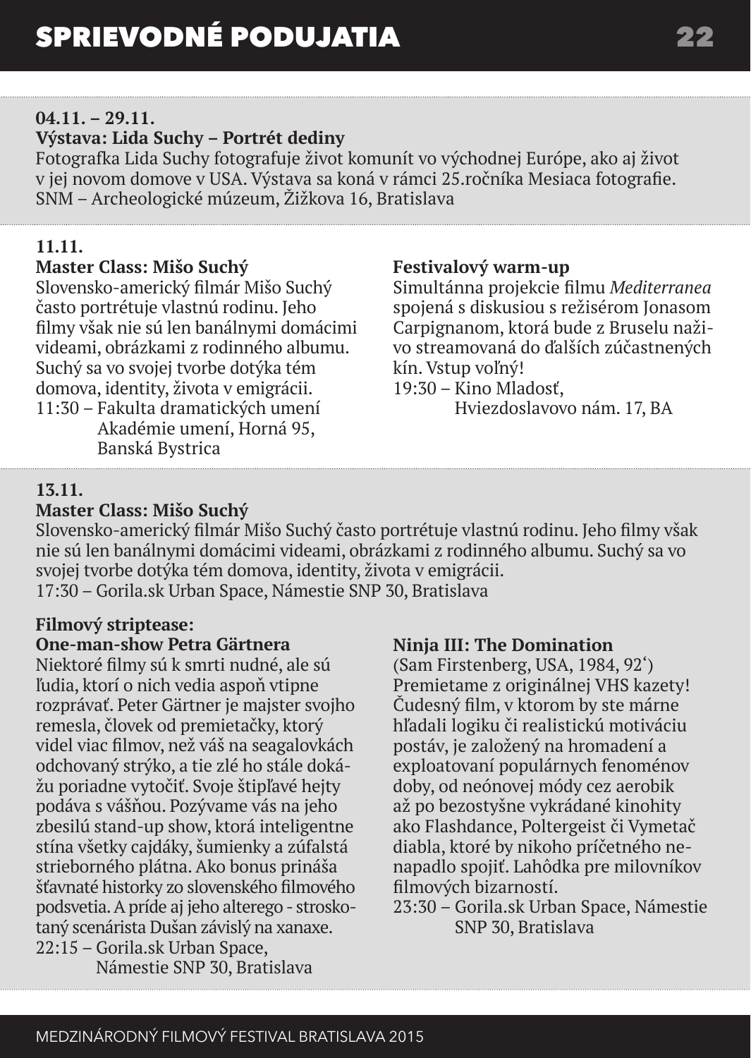# SPRIEVODNÉ PODUJATIA

**04.11. – 29.11.**

**Výstava: Lida Suchy – Portrét dediny**

Fotografka Lida Suchy fotografuje život komunít vo východnej Európe, ako aj život v jej novom domove v USA. Výstava sa koná v rámci 25.ročníka Mesiaca fotografie.
SNM – Archeologické múzeum, Žižkova 16, Bratislava

**11.11.**

**Master Class: Mišo Suchý**

Slovensko-americký filmár Mišo Suchý často portrétuje vlastnú rodinu. Jeho filmy však nie sú len banálnymi domácimi videami, obrázkami z rodinného albumu. Suchý sa vo svojej tvorbe dotýka tém domova, identity, života v emigrácii.
11:30 – Fakulta dramatických umení Akadémie umení, Horná 95, Banská Bystrica

**Festivalový warm-up**

Simultánna projekcie filmu *Mediterranea* spojená s diskusiou s režisérom Jonasom Carpignanom, ktorá bude z Bruselu naživo streamovaná do ďalších zúčastnených kín. Vstup voľný!
19:30 – Kino Mladosť, Hviezdoslavovo nám. 17, BA

**13.11.**

**Master Class: Mišo Suchý**

Slovensko-americký filmár Mišo Suchý často portrétuje vlastnú rodinu. Jeho filmy však nie sú len banálnymi domácimi videami, obrázkami z rodinného albumu. Suchý sa vo svojej tvorbe dotýka tém domova, identity, života v emigrácii.
17:30 – Gorila.sk Urban Space, Námestie SNP 30, Bratislava

**Filmový striptease: One-man-show Petra Gärtnera**

Niektoré filmy sú k smrti nudné, ale sú ľudia, ktorí o nich vedia aspoň vtipne rozprávať. Peter Gärtner je majster svojho remesla, človek od premietačky, ktorý videl viac filmov, než váš na seagalovkách odchovaný strýko, a tie zlé ho stále dokážu poriadne vytočiť. Svoje štipľavé hejty podáva s vášňou. Pozývame vás na jeho zbesilú stand-up show, ktorá inteligentne stína všetky cajdáky, šumienky a zúfalstá strieborného plátna. Ako bonus prináša šťavnaté historky zo slovenského filmového podsvetia. A príde aj jeho alterego - stroskotaný scenárista Dušan závislý na xanaxe.
22:15 – Gorila.sk Urban Space, Námestie SNP 30, Bratislava

**Ninja III: The Domination**

(Sam Firstenberg, USA, 1984, 92‘)
Premietame z originálnej VHS kazety! Čudesný film, v ktorom by ste márne hľadali logiku či realistickú motiváciu postáv, je založený na hromadení a exploatovaní populárnych fenoménov doby, od neónovej módy cez aerobik až po bezostyšne vykrádané kinohity ako Flashdance, Poltergeist či Vymetač diabla, ktoré by nikoho príčetného nenapadlo spojiť. Lahôdka pre milovníkov filmových bizarností.
23:30 – Gorila.sk Urban Space, Námestie SNP 30, Bratislava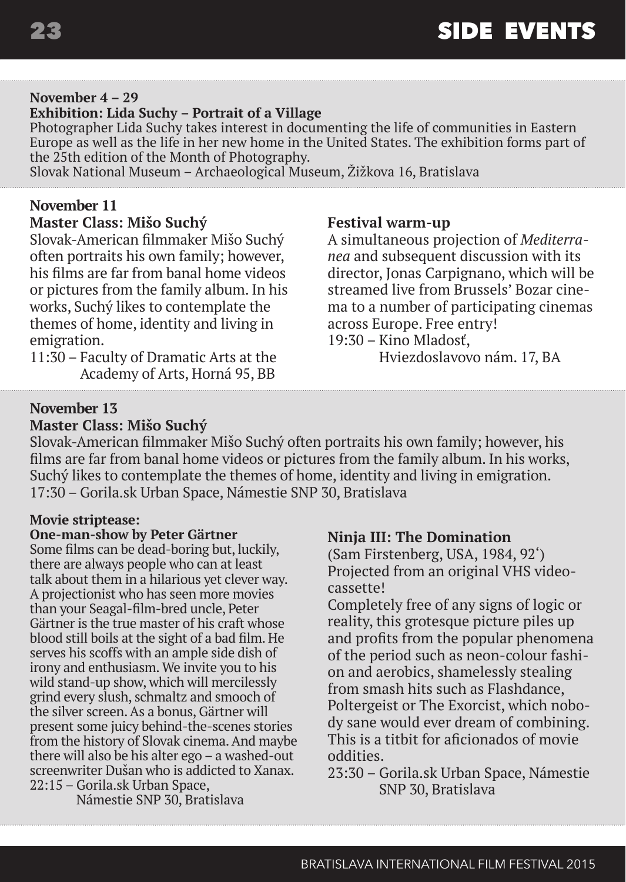# SIDE EVENTS

**November 4 – 29**
**Exhibition: Lida Suchy – Portrait of a Village**
Photographer Lida Suchy takes interest in documenting the life of communities in Eastern Europe as well as the life in her new home in the United States. The exhibition forms part of the 25th edition of the Month of Photography.
Slovak National Museum – Archaeological Museum, Žižkova 16, Bratislava

**November 11**
**Master Class: Mišo Suchý**
Slovak-American filmmaker Mišo Suchý often portraits his own family; however, his films are far from banal home videos or pictures from the family album. In his works, Suchý likes to contemplate the themes of home, identity and living in emigration.
11:30 – Faculty of Dramatic Arts at the Academy of Arts, Horná 95, BB

**Festival warm-up**
A simultaneous projection of *Mediterranea* and subsequent discussion with its director, Jonas Carpignano, which will be streamed live from Brussels' Bozar cinema to a number of participating cinemas across Europe. Free entry!
19:30 – Kino Mladosť, Hviezdoslavovo nám. 17, BA

**November 13**
**Master Class: Mišo Suchý**
Slovak-American filmmaker Mišo Suchý often portraits his own family; however, his films are far from banal home videos or pictures from the family album. In his works, Suchý likes to contemplate the themes of home, identity and living in emigration.
17:30 – Gorila.sk Urban Space, Námestie SNP 30, Bratislava

**Movie striptease:**
**One-man-show by Peter Gärtner**
Some films can be dead-boring but, luckily, there are always people who can at least talk about them in a hilarious yet clever way. A projectionist who has seen more movies than your Seagal-film-bred uncle, Peter Gärtner is the true master of his craft whose blood still boils at the sight of a bad film. He serves his scoffs with an ample side dish of irony and enthusiasm. We invite you to his wild stand-up show, which will mercilessly grind every slush, schmaltz and smooch of the silver screen. As a bonus, Gärtner will present some juicy behind-the-scenes stories from the history of Slovak cinema. And maybe there will also be his alter ego – a washed-out screenwriter Dušan who is addicted to Xanax.
22:15 – Gorila.sk Urban Space, Námestie SNP 30, Bratislava

**Ninja III: The Domination**
(Sam Firstenberg, USA, 1984, 92')
Projected from an original VHS videocassette!
Completely free of any signs of logic or reality, this grotesque picture piles up and profits from the popular phenomena of the period such as neon-colour fashion and aerobics, shamelessly stealing from smash hits such as Flashdance, Poltergeist or The Exorcist, which nobody sane would ever dream of combining. This is a titbit for aficionados of movie oddities.
23:30 – Gorila.sk Urban Space, Námestie SNP 30, Bratislava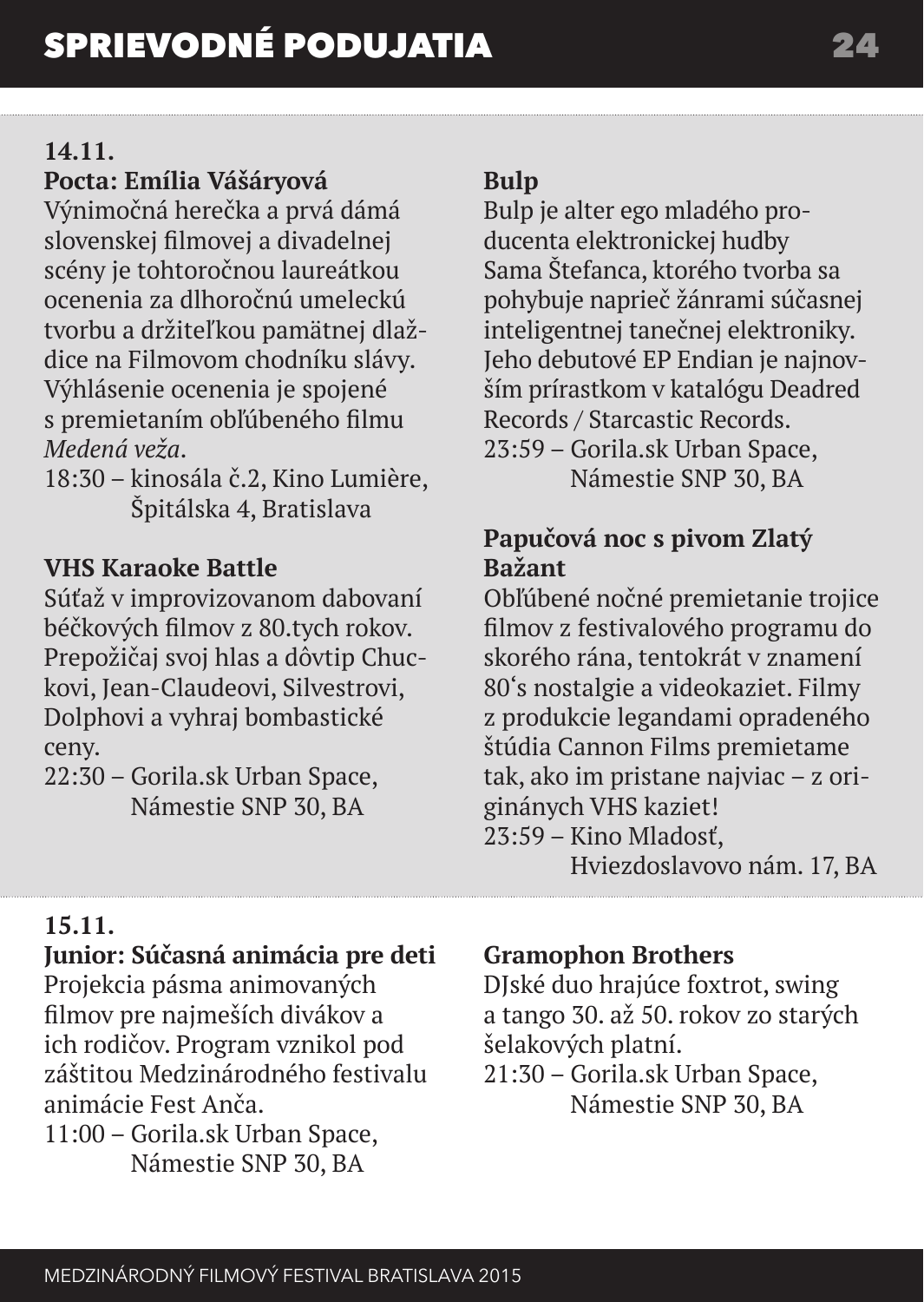# SPRIEVODNÉ PODUJATIA

## 14.11.

### Pocta: Emília Vášáryová

Výnimočná herečka a prvá dámá slovenskej filmovej a divadelnej scény je tohtoročnou laureátkou ocenenia za dlhoročnú umeleckú tvorbu a držiteľkou pamätnej dlaždice na Filmovom chodníku slávy. Výhlásenie ocenenia je spojené s premietaním obľúbeného filmu *Medená veža*.

18:30 – kinosála č.2, Kino Lumière, Špitálska 4, Bratislava

### VHS Karaoke Battle

Súťaž v improvizovanom dabovaní béčkových filmov z 80.tych rokov. Prepožičaj svoj hlas a dôvtip Chuckovi, Jean-Claudeovi, Silvestrovi, Dolphovi a vyhraj bombastické ceny.

22:30 – Gorila.sk Urban Space, Námestie SNP 30, BA

### Bulp

Bulp je alter ego mladého producenta elektronickej hudby Sama Štefanca, ktorého tvorba sa pohybuje naprieč žánrami súčasnej inteligentnej tanečnej elektroniky. Jeho debutové EP Endian je najnovším prírastkom v katalógu Deadred Records / Starcastic Records.

23:59 – Gorila.sk Urban Space, Námestie SNP 30, BA

### Papučová noc s pivom Zlatý Bažant

Obľúbené nočné premietanie trojice filmov z festivalového programu do skorého ránа, tentokrát v znamení 80‘s nostalgie a videokaziet. Filmy z produkcie legandami opradeného štúdia Cannon Films premietame tak, ako im pristane najviac – z originánych VHS kaziet!

23:59 – Kino Mladosť, Hviezdoslavovo nám. 17, BA

## 15.11.

### Junior: Súčasná animácia pre deti

Projekcia pásma animovaných filmov pre najmeších divákov a ich rodičov. Program vznikol pod záštitou Medzinárodného festivalu animácie Fest Anča.

11:00 – Gorila.sk Urban Space, Námestie SNP 30, BA

### Gramophon Brothers

DJské duo hrajúce foxtrot, swing a tango 30. až 50. rokov zo starých šelakových platní.

21:30 – Gorila.sk Urban Space, Námestie SNP 30, BA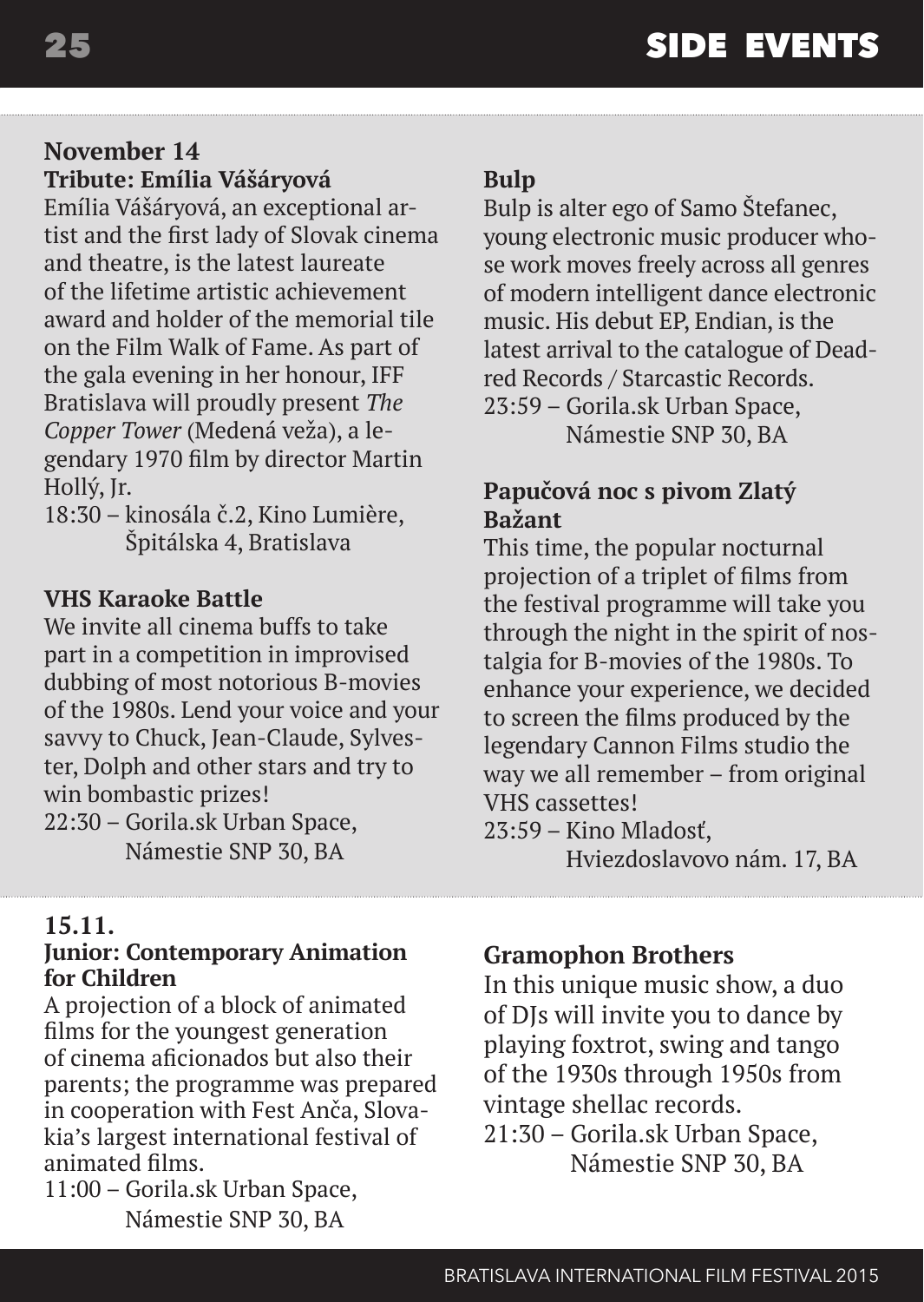# SIDE EVENTS

## November 14

### Tribute: Emília Vášáryová

Emília Vášáryová, an exceptional artist and the first lady of Slovak cinema and theatre, is the latest laureate of the lifetime artistic achievement award and holder of the memorial tile on the Film Walk of Fame. As part of the gala evening in her honour, IFF Bratislava will proudly present *The Copper Tower* (Medená veža), a legendary 1970 film by director Martin Hollý, Jr.

18:30 – kinosála č.2, Kino Lumière, Špitálska 4, Bratislava

### VHS Karaoke Battle

We invite all cinema buffs to take part in a competition in improvised dubbing of most notorious B-movies of the 1980s. Lend your voice and your savvy to Chuck, Jean-Claude, Sylvester, Dolph and other stars and try to win bombastic prizes!

22:30 – Gorila.sk Urban Space, Námestie SNP 30, BA

### Bulp

Bulp is alter ego of Samo Štefanec, young electronic music producer whose work moves freely across all genres of modern intelligent dance electronic music. His debut EP, Endian, is the latest arrival to the catalogue of Deadred Records / Starcastic Records.

23:59 – Gorila.sk Urban Space, Námestie SNP 30, BA

### Papučová noc s pivom Zlatý Bažant

This time, the popular nocturnal projection of a triplet of films from the festival programme will take you through the night in the spirit of nostalgia for B-movies of the 1980s. To enhance your experience, we decided to screen the films produced by the legendary Cannon Films studio the way we all remember – from original VHS cassettes!

23:59 – Kino Mladosť, Hviezdoslavovo nám. 17, BA

## 15.11.

### Junior: Contemporary Animation for Children

A projection of a block of animated films for the youngest generation of cinema aficionados but also their parents; the programme was prepared in cooperation with Fest Anča, Slovakia's largest international festival of animated films.

11:00 – Gorila.sk Urban Space, Námestie SNP 30, BA

### Gramophon Brothers

In this unique music show, a duo of DJs will invite you to dance by playing foxtrot, swing and tango of the 1930s through 1950s from vintage shellac records.

21:30 – Gorila.sk Urban Space, Námestie SNP 30, BA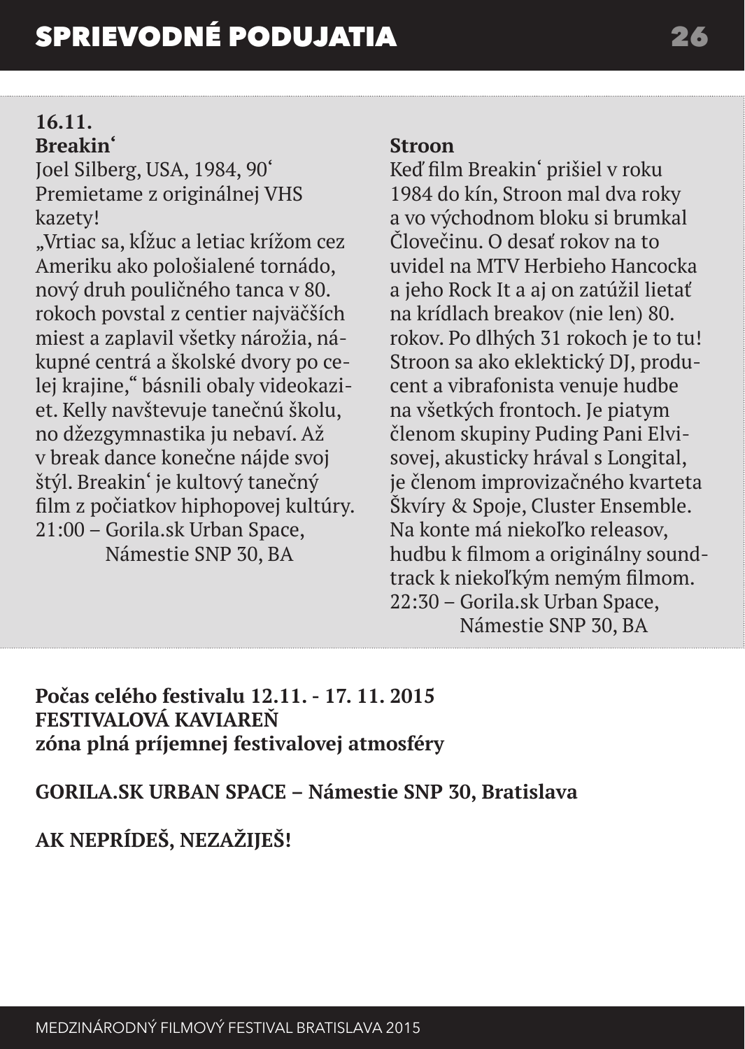**16.11.**
**Breakin'**
Joel Silberg, USA, 1984, 90'
Premietame z originálnej VHS kazety!
„Vrtiac sa, kĺžuc a letiac krížom cez Ameriku ako pološialené tornádo, nový druh pouličného tanca v 80. rokoch povstal z centier najväčších miest a zaplavil všetky nárožia, nákupné centrá a školské dvory po celej krajine," básnili obaly videokaziet. Kelly navštevuje tanečnú školu, no džezgymnastika ju nebaví. Až v break dance konečne nájde svoj štýl. Breakin' je kultový tanečný film z počiatkov hiphopovej kultúry.
21:00 – Gorila.sk Urban Space, Námestie SNP 30, BA

**Stroon**
Keď film Breakin' prišiel v roku 1984 do kín, Stroon mal dva roky a vo východnom bloku si brumkal Človečinu. O desať rokov na to uvidel na MTV Herbieho Hancocka a jeho Rock It a aj on zatúžil lietať na krídlach breakov (nie len) 80. rokov. Po dlhých 31 rokoch je to tu! Stroon sa ako eklektický DJ, producent a vibrafonista venuje hudbe na všetkých frontoch. Je piatym členom skupiny Puding Pani Elvisovej, akusticky hrával s Longital, je členom improvizačného kvarteta Škvíry & Spoje, Cluster Ensemble. Na konte má niekoľko releasov, hudbu k filmom a originálny soundtrack k niekoľkým nemým filmom.
22:30 – Gorila.sk Urban Space, Námestie SNP 30, BA

**Počas celého festivalu 12.11. - 17. 11. 2015**
**FESTIVALOVÁ KAVIAREŇ**
**zóna plná príjemnej festivalovej atmosféry**

**GORILA.SK URBAN SPACE – Námestie SNP 30, Bratislava**

**AK NEPRÍDEŠ, NEZAŽIJEŠ!**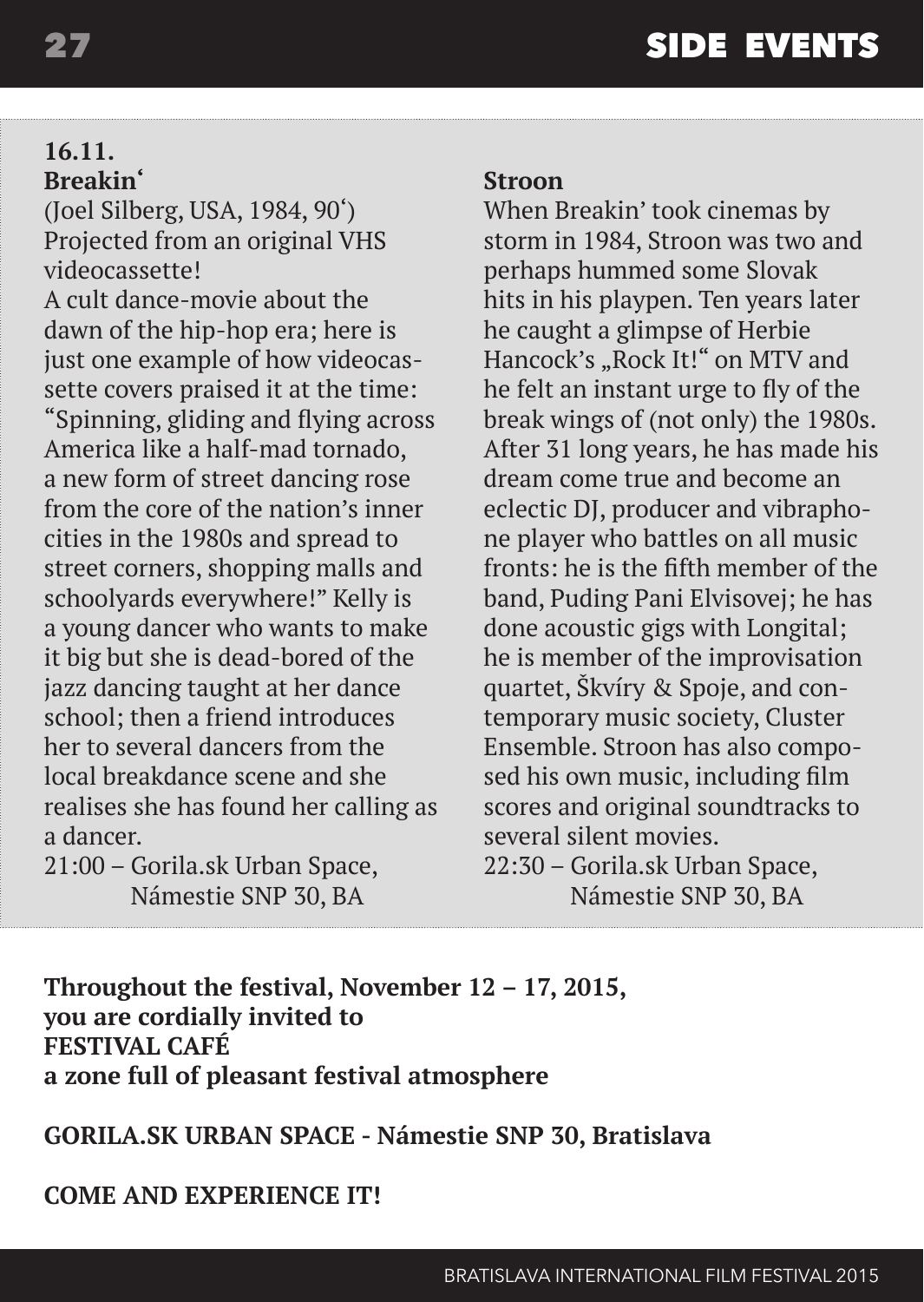**16.11.**

**Breakin'**

(Joel Silberg, USA, 1984, 90')
Projected from an original VHS videocassette!

A cult dance-movie about the dawn of the hip-hop era; here is just one example of how videocassette covers praised it at the time: "Spinning, gliding and flying across America like a half-mad tornado, a new form of street dancing rose from the core of the nation's inner cities in the 1980s and spread to street corners, shopping malls and schoolyards everywhere!" Kelly is a young dancer who wants to make it big but she is dead-bored of the jazz dancing taught at her dance school; then a friend introduces her to several dancers from the local breakdance scene and she realises she has found her calling as a dancer.

21:00 – Gorila.sk Urban Space, Námestie SNP 30, BA

**Stroon**

When Breakin' took cinemas by storm in 1984, Stroon was two and perhaps hummed some Slovak hits in his playpen. Ten years later he caught a glimpse of Herbie Hancock's „Rock It!" on MTV and he felt an instant urge to fly of the break wings of (not only) the 1980s. After 31 long years, he has made his dream come true and become an eclectic DJ, producer and vibraphone player who battles on all music fronts: he is the fifth member of the band, Puding Pani Elvisovej; he has done acoustic gigs with Longital; he is member of the improvisation quartet, Škvíry & Spoje, and contemporary music society, Cluster Ensemble. Stroon has also composed his own music, including film scores and original soundtracks to several silent movies.

22:30 – Gorila.sk Urban Space, Námestie SNP 30, BA

**Throughout the festival, November 12 – 17, 2015, you are cordially invited to FESTIVAL CAFÉ a zone full of pleasant festival atmosphere**

**GORILA.SK URBAN SPACE - Námestie SNP 30, Bratislava**

**COME AND EXPERIENCE IT!**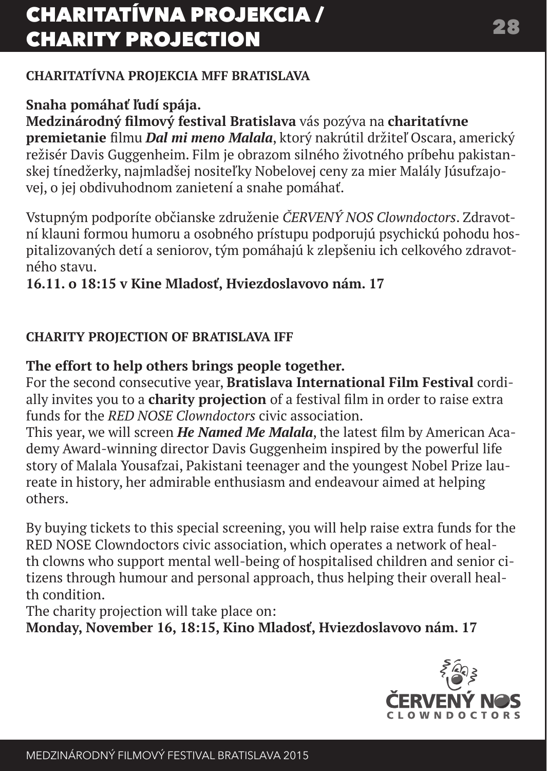# CHARITATÍVNA PROJEKCIA / CHARITY PROJECTION

**CHARITATÍVNA PROJEKCIA MFF BRATISLAVA**

**Snaha pomáhať ľudí spája.**
**Medzinárodný filmový festival Bratislava** vás pozýva na **charitatívne premietanie** filmu ***Dal mi meno Malala***, ktorý nakrútil držiteľ Oscara, americký režisér Davis Guggenheim. Film je obrazom silného životného príbehu pakistanskej tínedžerky, najmladšej nositeľky Nobelovej ceny za mier Malály Júsufzajovej, o jej obdivuhodnom zanietení a snahe pomáhať.

Vstupným podporíte občianske združenie *ČERVENÝ NOS Clowndoctors*. Zdravotní klauni formou humoru a osobného prístupu podporujú psychickú pohodu hospitalizovaných detí a seniorov, tým pomáhajú k zlepšeniu ich celkového zdravotného stavu.
**16.11. o 18:15 v Kine Mladosť, Hviezdoslavovo nám. 17**

**CHARITY PROJECTION OF BRATISLAVA IFF**

**The effort to help others brings people together.**
For the second consecutive year, **Bratislava International Film Festival** cordially invites you to a **charity projection** of a festival film in order to raise extra funds for the *RED NOSE Clowndoctors* civic association.
This year, we will screen ***He Named Me Malala***, the latest film by American Academy Award-winning director Davis Guggenheim inspired by the powerful life story of Malala Yousafzai, Pakistani teenager and the youngest Nobel Prize laureate in history, her admirable enthusiasm and endeavour aimed at helping others.

By buying tickets to this special screening, you will help raise extra funds for the RED NOSE Clowndoctors civic association, which operates a network of health clowns who support mental well-being of hospitalised children and senior citizens through humour and personal approach, thus helping their overall health condition.
The charity projection will take place on:
**Monday, November 16, 18:15, Kino Mladosť, Hviezdoslavovo nám. 17**

ČERVENÝ NOS CLOWNDOCTORS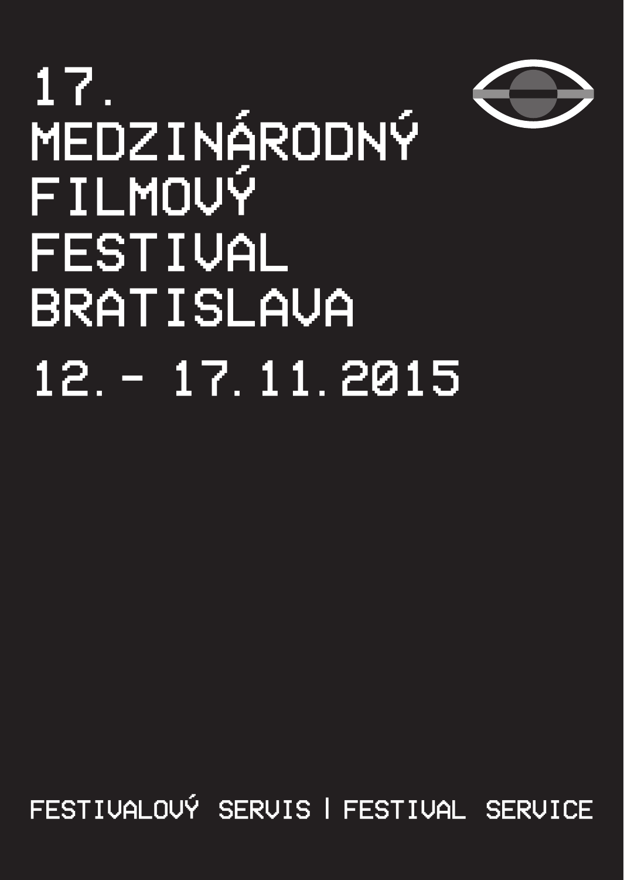# 17. MEDZINÁRODNÝ FILMOVÝ FESTIVAL BRATISLAVA

## 12. - 17. 11. 2015

FESTIVALOVÝ SERVIS | FESTIVAL SERVICE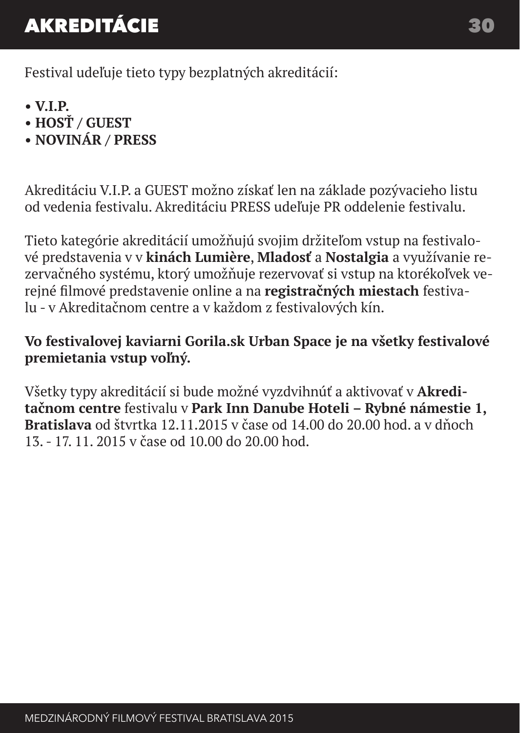# AKREDITÁCIE

Festival udeľuje tieto typy bezplatných akreditácií:

- **V.I.P.**
- **HOSŤ / GUEST**
- **NOVINÁR / PRESS**

Akreditáciu V.I.P. a GUEST možno získať len na základe pozývacieho listu od vedenia festivalu. Akreditáciu PRESS udeľuje PR oddelenie festivalu.

Tieto kategórie akreditácií umožňujú svojim držiteľom vstup na festivalové predstavenia v v **kinách Lumière**, **Mladosť** a **Nostalgia** a využívanie rezervačného systému, ktorý umožňuje rezervovať si vstup na ktorékoľvek verejné filmové predstavenie online a na **registračných miestach** festivalu - v Akreditačnom centre a v každom z festivalových kín.

**Vo festivalovej kaviarni Gorila.sk Urban Space je na všetky festivalové premietania vstup voľný.**

Všetky typy akreditácií si bude možné vyzdvihnúť a aktivovať v **Akreditačnom centre** festivalu v **Park Inn Danube Hoteli – Rybné námestie 1, Bratislava** od štvrtka 12.11.2015 v čase od 14.00 do 20.00 hod. a v dňoch 13. - 17. 11. 2015 v čase od 10.00 do 20.00 hod.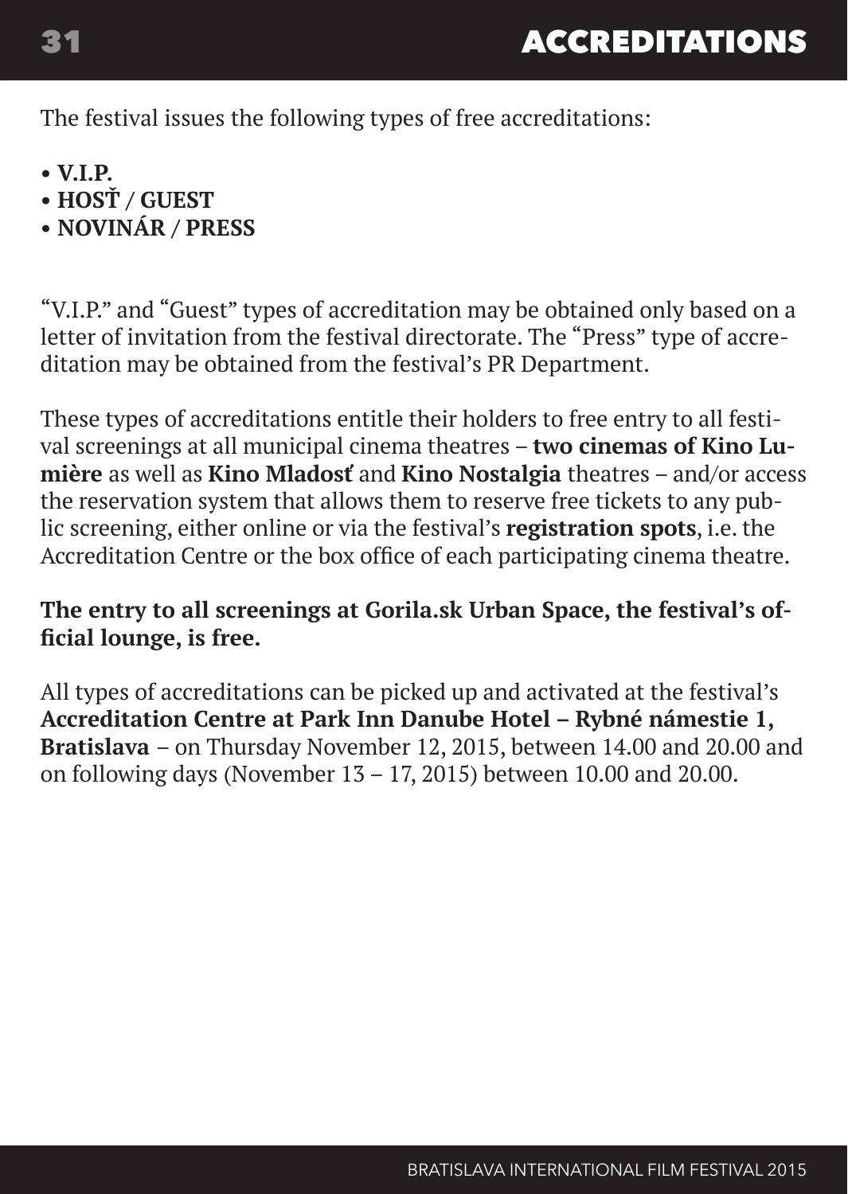# ACCREDITATIONS

The festival issues the following types of free accreditations:

- **V.I.P.**
- **HOSŤ / GUEST**
- **NOVINÁR / PRESS**

"V.I.P." and "Guest" types of accreditation may be obtained only based on a letter of invitation from the festival directorate. The "Press" type of accreditation may be obtained from the festival's PR Department.

These types of accreditations entitle their holders to free entry to all festival screenings at all municipal cinema theatres – **two cinemas of Kino Lumière** as well as **Kino Mladosť** and **Kino Nostalgia** theatres – and/or access the reservation system that allows them to reserve free tickets to any public screening, either online or via the festival's **registration spots**, i.e. the Accreditation Centre or the box office of each participating cinema theatre.

**The entry to all screenings at Gorila.sk Urban Space, the festival's official lounge, is free.**

All types of accreditations can be picked up and activated at the festival's **Accreditation Centre at Park Inn Danube Hotel – Rybné námestie 1, Bratislava** – on Thursday November 12, 2015, between 14.00 and 20.00 and on following days (November 13 – 17, 2015) between 10.00 and 20.00.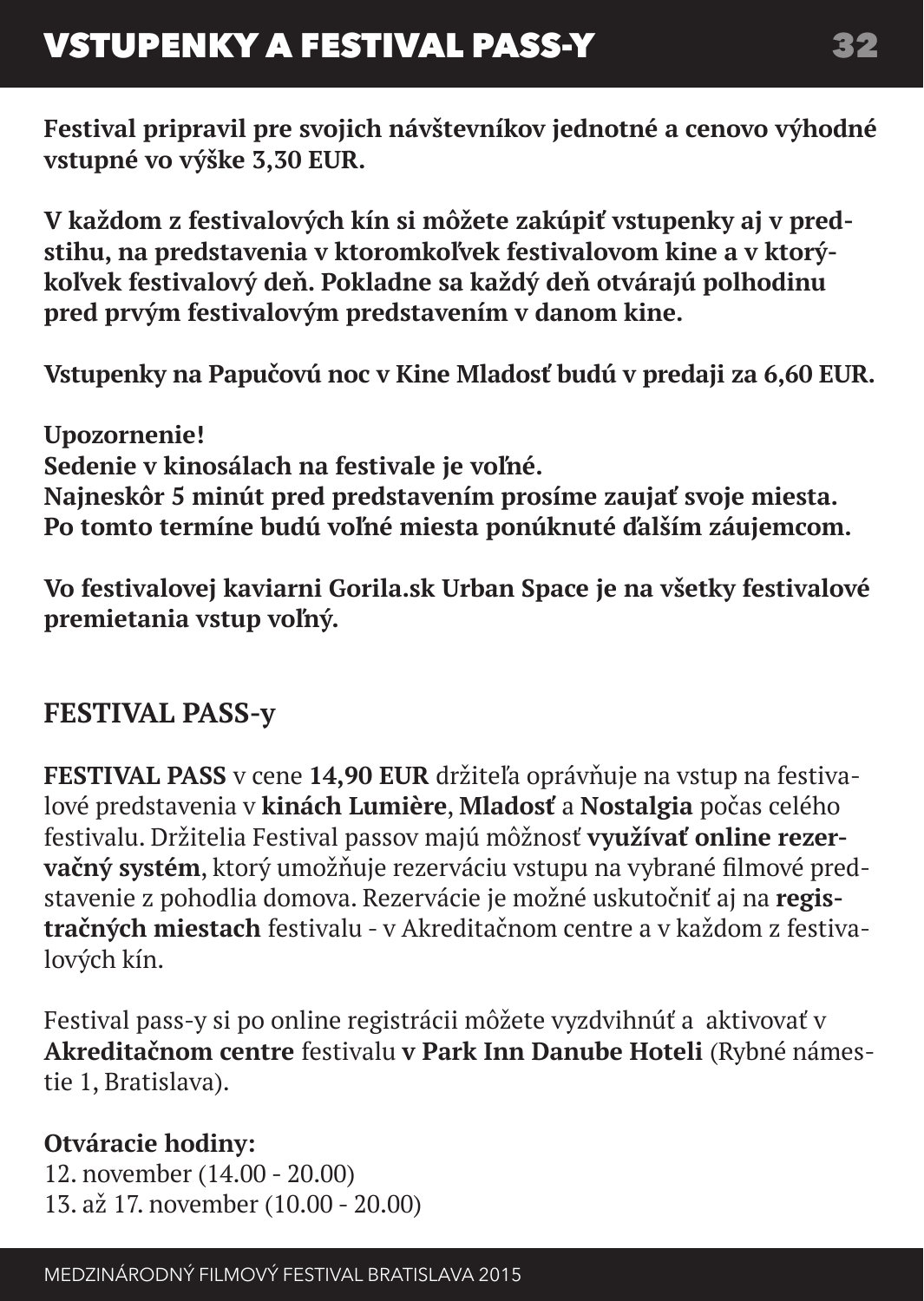# VSTUPENKY A FESTIVAL PASS-Y

**Festival pripravil pre svojich návštevníkov jednotné a cenovo výhodné vstupné vo výške 3,30 EUR.**

**V každom z festivalových kín si môžete zakúpiť vstupenky aj v predstihu, na predstavenia v ktoromkoľvek festivalovom kine a v ktorýkoľvek festivalový deň. Pokladne sa každý deň otvárajú polhodinu pred prvým festivalovým predstavením v danom kine.**

**Vstupenky na Papučovú noc v Kine Mladosť budú v predaji za 6,60 EUR.**

**Upozornenie!**
**Sedenie v kinosálach na festivale je voľné.**
**Najneskôr 5 minút pred predstavením prosíme zaujať svoje miesta.**
**Po tomto termíne budú voľné miesta ponúknuté ďalším záujemcom.**

**Vo festivalovej kaviarni Gorila.sk Urban Space je na všetky festivalové premietania vstup voľný.**

## FESTIVAL PASS-y

**FESTIVAL PASS** v cene **14,90 EUR** držiteľa oprávňuje na vstup na festivalové predstavenia v **kinách Lumière**, **Mladosť** a **Nostalgia** počas celého festivalu. Držitelia Festival passov majú môžnosť **využívať online rezervačný systém**, ktorý umožňuje rezerváciu vstupu na vybrané filmové predstavenie z pohodlia domova. Rezervácie je možné uskutočniť aj na **registračných miestach** festivalu - v Akreditačnom centre a v každom z festivalových kín.

Festival pass-y si po online registrácii môžete vyzdvihnúť a aktivovať v **Akreditačnom centre** festivalu **v Park Inn Danube Hoteli** (Rybné námestie 1, Bratislava).

**Otváracie hodiny:**
12. november (14.00 - 20.00)
13. až 17. november (10.00 - 20.00)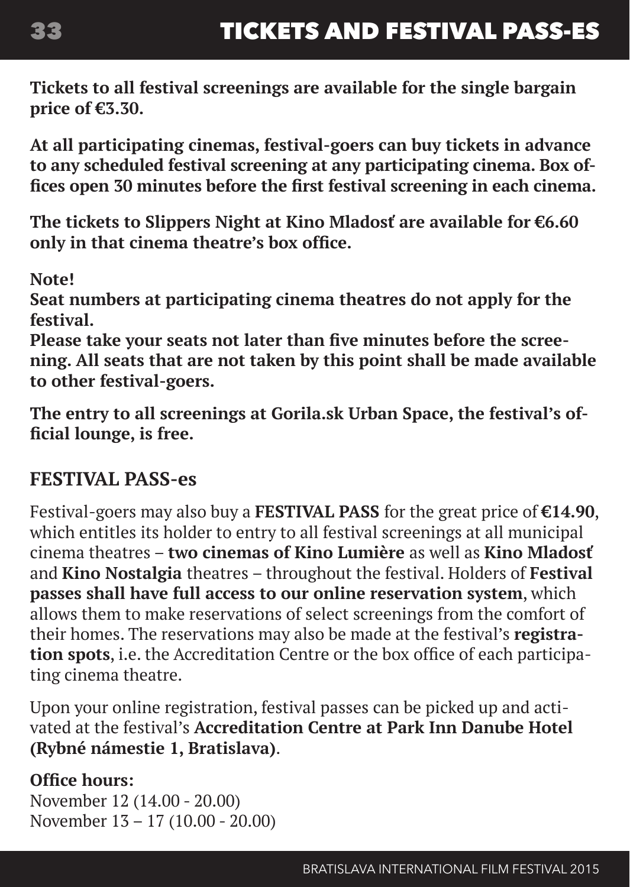# TICKETS AND FESTIVAL PASS-ES

**Tickets to all festival screenings are available for the single bargain price of €3.30.**

**At all participating cinemas, festival-goers can buy tickets in advance to any scheduled festival screening at any participating cinema. Box offices open 30 minutes before the first festival screening in each cinema.**

**The tickets to Slippers Night at Kino Mladosť are available for €6.60 only in that cinema theatre's box office.**

**Note!**
**Seat numbers at participating cinema theatres do not apply for the festival.**
**Please take your seats not later than five minutes before the screening. All seats that are not taken by this point shall be made available to other festival-goers.**

**The entry to all screenings at Gorila.sk Urban Space, the festival's official lounge, is free.**

## FESTIVAL PASS-es

Festival-goers may also buy a **FESTIVAL PASS** for the great price of **€14.90**, which entitles its holder to entry to all festival screenings at all municipal cinema theatres – **two cinemas of Kino Lumière** as well as **Kino Mladosť** and **Kino Nostalgia** theatres – throughout the festival. Holders of **Festival passes shall have full access to our online reservation system**, which allows them to make reservations of select screenings from the comfort of their homes. The reservations may also be made at the festival's **registration spots**, i.e. the Accreditation Centre or the box office of each participating cinema theatre.

Upon your online registration, festival passes can be picked up and activated at the festival's **Accreditation Centre at Park Inn Danube Hotel (Rybné námestie 1, Bratislava)**.

**Office hours:**
November 12 (14.00 - 20.00)
November 13 – 17 (10.00 - 20.00)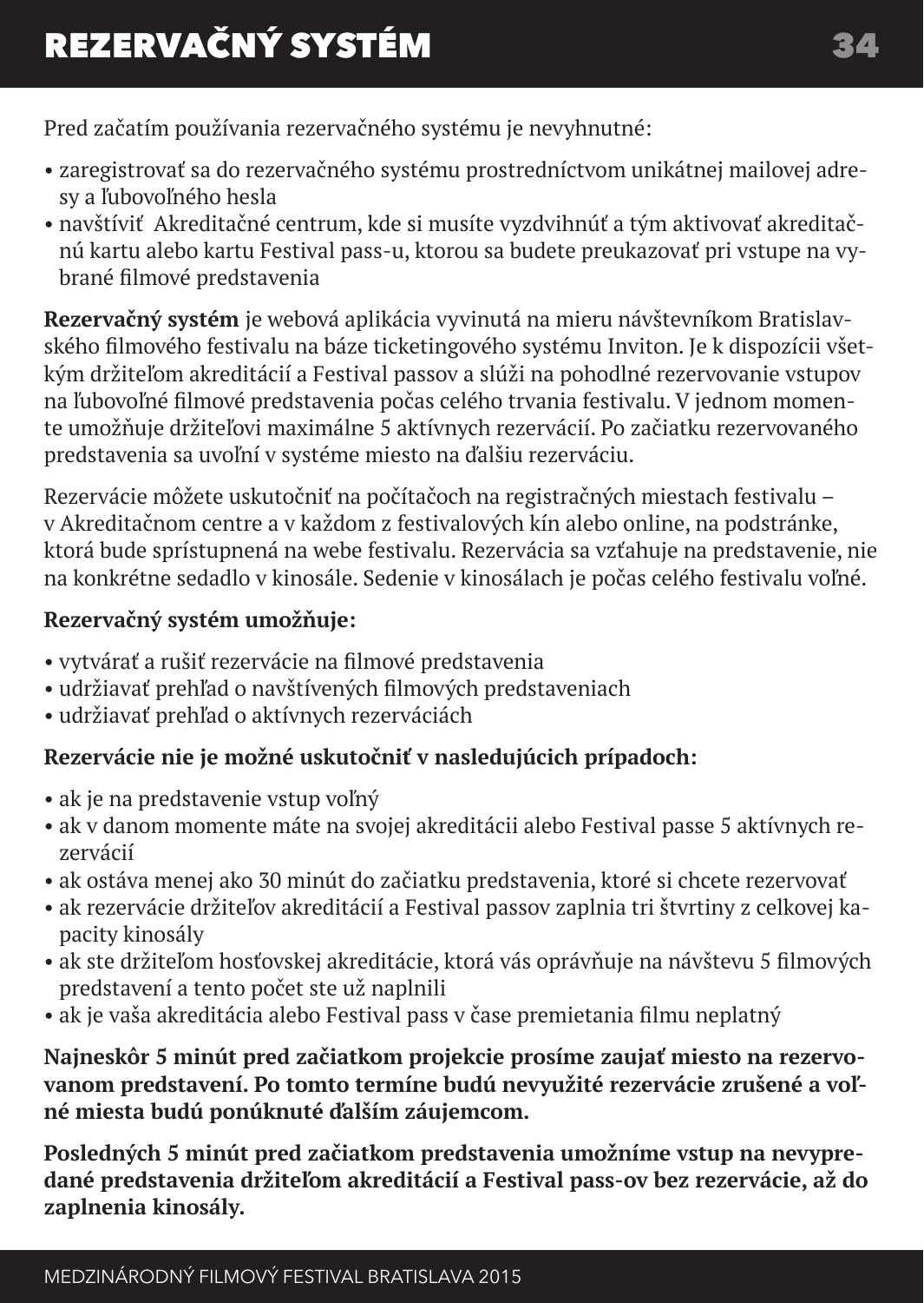# REZERVAČNÝ SYSTÉM

Pred začatím používania rezervačného systému je nevyhnutné:

- zaregistrovať sa do rezervačného systému prostredníctvom unikátnej mailovej adresy a ľubovoľného hesla
- navštíviť Akreditačné centrum, kde si musíte vyzdvihnúť a tým aktivovať akreditačnú kartu alebo kartu Festival pass-u, ktorou sa budete preukazovať pri vstupe na vybrané filmové predstavenia

**Rezervačný systém** je webová aplikácia vyvinutá na mieru návštevníkom Bratislavského filmového festivalu na báze ticketingového systému Inviton. Je k dispozícii všetkým držiteľom akreditácií a Festival passov a slúži na pohodlné rezervovanie vstupov na ľubovoľné filmové predstavenia počas celého trvania festivalu. V jednom momente umožňuje držiteľovi maximálne 5 aktívnych rezervácií. Po začiatku rezervovaného predstavenia sa uvoľní v systéme miesto na ďalšiu rezerváciu.

Rezervácie môžete uskutočniť na počítačoch na registračných miestach festivalu – v Akreditačnom centre a v každom z festivalových kín alebo online, na podstránke, ktorá bude sprístupnená na webe festivalu. Rezervácia sa vzťahuje na predstavenie, nie na konkrétne sedadlo v kinosále. Sedenie v kinosálach je počas celého festivalu voľné.

**Rezervačný systém umožňuje:**

- vytvárať a rušiť rezervácie na filmové predstavenia
- udržiavať prehľad o navštívených filmových predstaveniach
- udržiavať prehľad o aktívnych rezerváciách

**Rezervácie nie je možné uskutočniť v nasledujúcich prípadoch:**

- ak je na predstavenie vstup voľný
- ak v danom momente máte na svojej akreditácii alebo Festival passe 5 aktívnych rezervácií
- ak ostáva menej ako 30 minút do začiatku predstavenia, ktoré si chcete rezervovať
- ak rezervácie držiteľov akreditácií a Festival passov zaplnia tri štvrtiny z celkovej kapacity kinosály
- ak ste držiteľom hosťovskej akreditácie, ktorá vás oprávňuje na návštevu 5 filmových predstavení a tento počet ste už naplnili
- ak je vaša akreditácia alebo Festival pass v čase premietania filmu neplatný

**Najneskôr 5 minút pred začiatkom projekcie prosíme zaujať miesto na rezervovanom predstavení. Po tomto termíne budú nevyužité rezervácie zrušené a voľné miesta budú ponúknuté ďalším záujemcom.**

**Posledných 5 minút pred začiatkom predstavenia umožníme vstup na nevypredané predstavenia držiteľom akreditácií a Festival pass-ov bez rezervácie, až do zaplnenia kinosály.**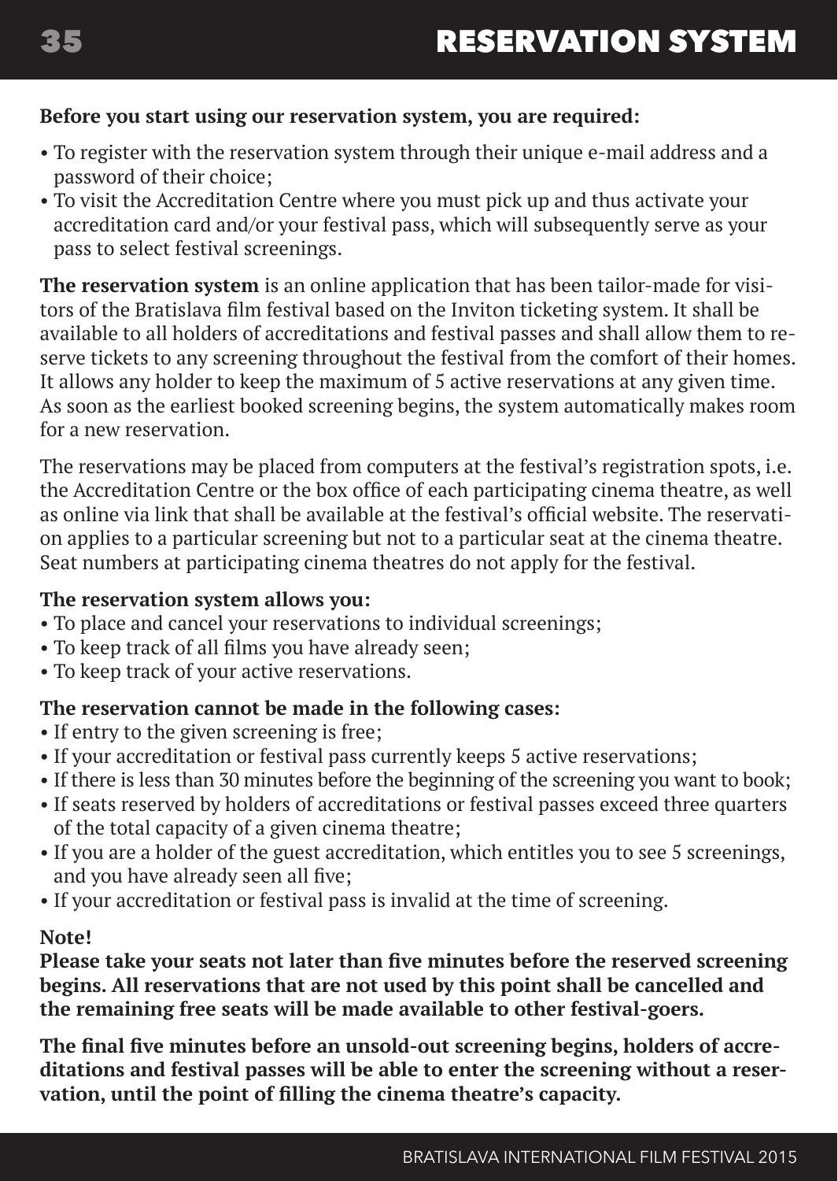# RESERVATION SYSTEM

**Before you start using our reservation system, you are required:**

- To register with the reservation system through their unique e-mail address and a password of their choice;
- To visit the Accreditation Centre where you must pick up and thus activate your accreditation card and/or your festival pass, which will subsequently serve as your pass to select festival screenings.

**The reservation system** is an online application that has been tailor-made for visitors of the Bratislava film festival based on the Inviton ticketing system. It shall be available to all holders of accreditations and festival passes and shall allow them to reserve tickets to any screening throughout the festival from the comfort of their homes. It allows any holder to keep the maximum of 5 active reservations at any given time. As soon as the earliest booked screening begins, the system automatically makes room for a new reservation.

The reservations may be placed from computers at the festival's registration spots, i.e. the Accreditation Centre or the box office of each participating cinema theatre, as well as online via link that shall be available at the festival's official website. The reservation applies to a particular screening but not to a particular seat at the cinema theatre. Seat numbers at participating cinema theatres do not apply for the festival.

**The reservation system allows you:**

- To place and cancel your reservations to individual screenings;
- To keep track of all films you have already seen;
- To keep track of your active reservations.

**The reservation cannot be made in the following cases:**

- If entry to the given screening is free;
- If your accreditation or festival pass currently keeps 5 active reservations;
- If there is less than 30 minutes before the beginning of the screening you want to book;
- If seats reserved by holders of accreditations or festival passes exceed three quarters of the total capacity of a given cinema theatre;
- If you are a holder of the guest accreditation, which entitles you to see 5 screenings, and you have already seen all five;
- If your accreditation or festival pass is invalid at the time of screening.

**Note!**
**Please take your seats not later than five minutes before the reserved screening begins. All reservations that are not used by this point shall be cancelled and the remaining free seats will be made available to other festival-goers.**

**The final five minutes before an unsold-out screening begins, holders of accreditations and festival passes will be able to enter the screening without a reservation, until the point of filling the cinema theatre's capacity.**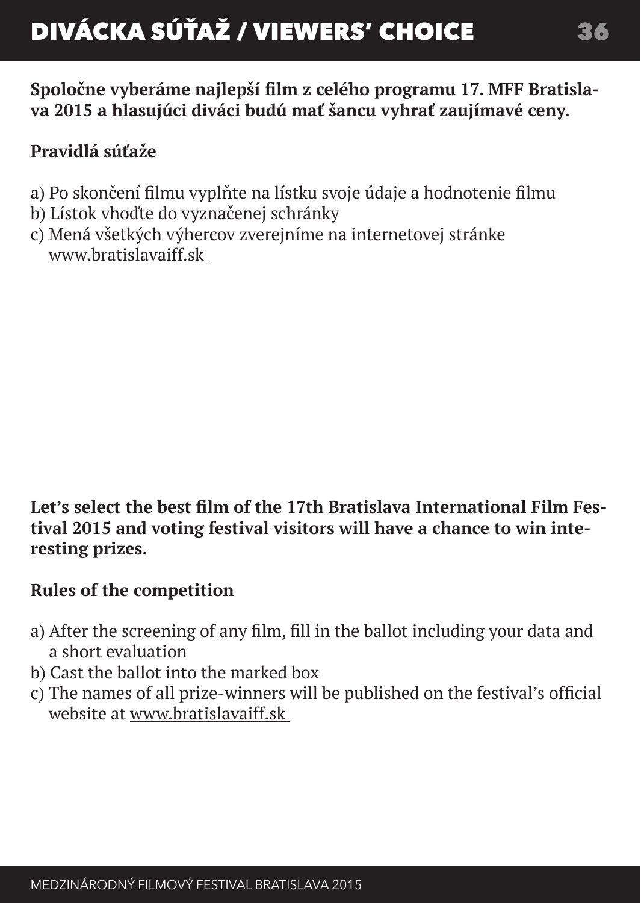# DIVÁCKA SÚŤAŽ / VIEWERS' CHOICE

**Spoločne vyberáme najlepší film z celého programu 17. MFF Bratislava 2015 a hlasujúci diváci budú mať šancu vyhrať zaujímavé ceny.**

**Pravidlá súťaže**

a) Po skončení filmu vyplňte na lístku svoje údaje a hodnotenie filmu
b) Lístok vhoďte do vyznačenej schránky
c) Mená všetkých výhercov zverejníme na internetovej stránke www.bratislavaiff.sk

**Let's select the best film of the 17th Bratislava International Film Festival 2015 and voting festival visitors will have a chance to win interesting prizes.**

**Rules of the competition**

a) After the screening of any film, fill in the ballot including your data and a short evaluation
b) Cast the ballot into the marked box
c) The names of all prize-winners will be published on the festival's official website at www.bratislavaiff.sk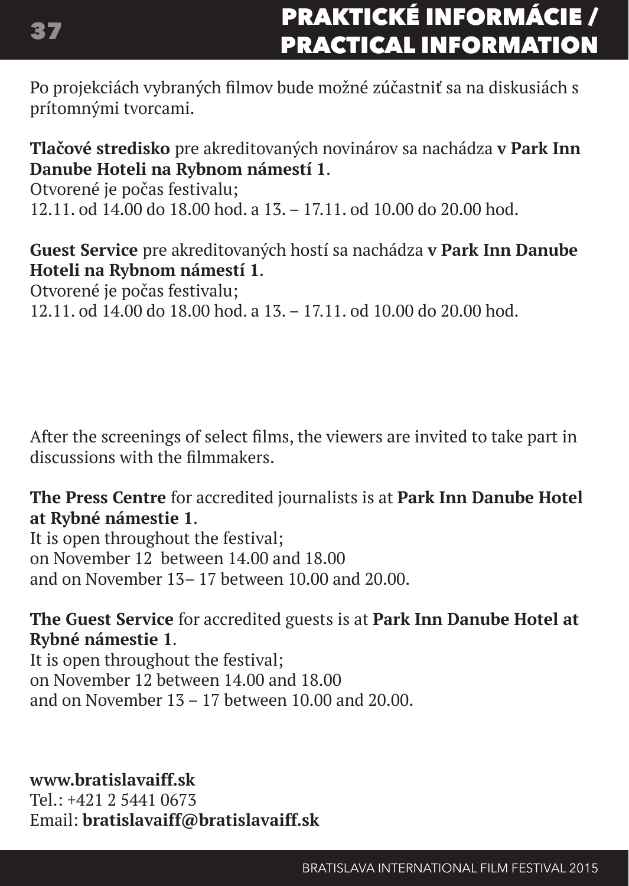# PRAKTICKÉ INFORMÁCIE / PRACTICAL INFORMATION

Po projekciách vybraných filmov bude možné zúčastniť sa na diskusiách s prítomnými tvorcami.

**Tlačové stredisko** pre akreditovaných novinárov sa nachádza **v Park Inn Danube Hoteli na Rybnom námestí 1**.
Otvorené je počas festivalu;
12.11. od 14.00 do 18.00 hod. a 13. – 17.11. od 10.00 do 20.00 hod.

**Guest Service** pre akreditovaných hostí sa nachádza **v Park Inn Danube Hoteli na Rybnom námestí 1**.
Otvorené je počas festivalu;
12.11. od 14.00 do 18.00 hod. a 13. – 17.11. od 10.00 do 20.00 hod.

After the screenings of select films, the viewers are invited to take part in discussions with the filmmakers.

**The Press Centre** for accredited journalists is at **Park Inn Danube Hotel at Rybné námestie 1**.
It is open throughout the festival;
on November 12 between 14.00 and 18.00
and on November 13– 17 between 10.00 and 20.00.

**The Guest Service** for accredited guests is at **Park Inn Danube Hotel at Rybné námestie 1**.
It is open throughout the festival;
on November 12 between 14.00 and 18.00
and on November 13 – 17 between 10.00 and 20.00.

**www.bratislavaiff.sk**
Tel.: +421 2 5441 0673
Email: **bratislavaiff@bratislavaiff.sk**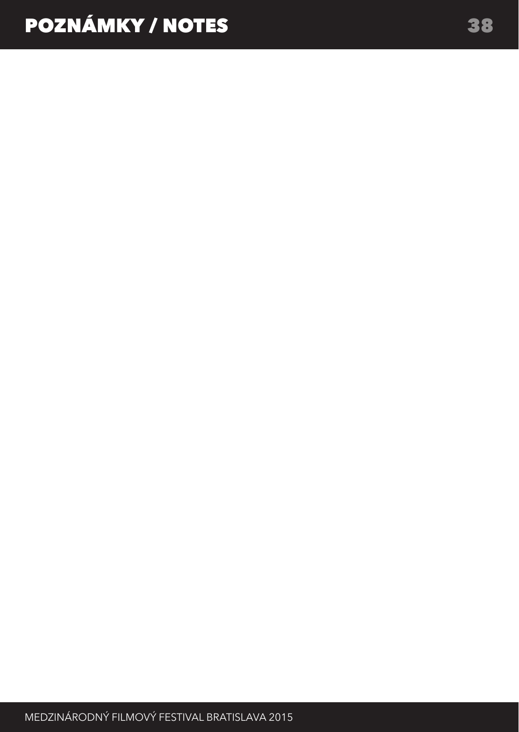# POZNÁMKY / NOTES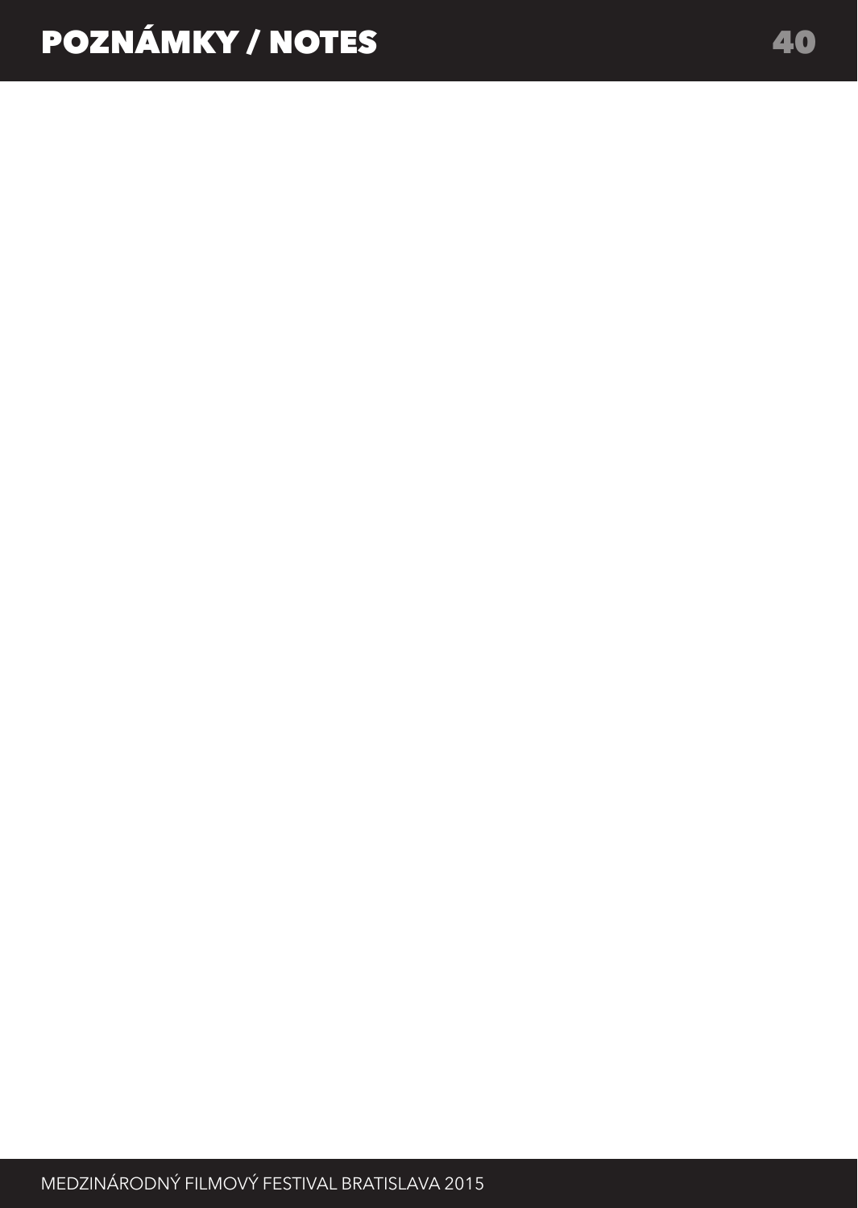# POZNÁMKY / NOTES